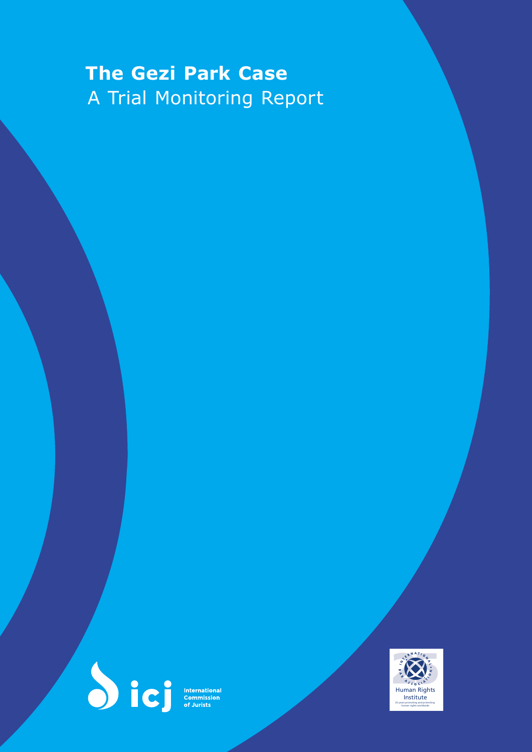# The Gezi Park Case

A Trial Monitoring Report

International Commission of Jurists

Human Rights Institute

25 years promoting and protecting human rights worldwide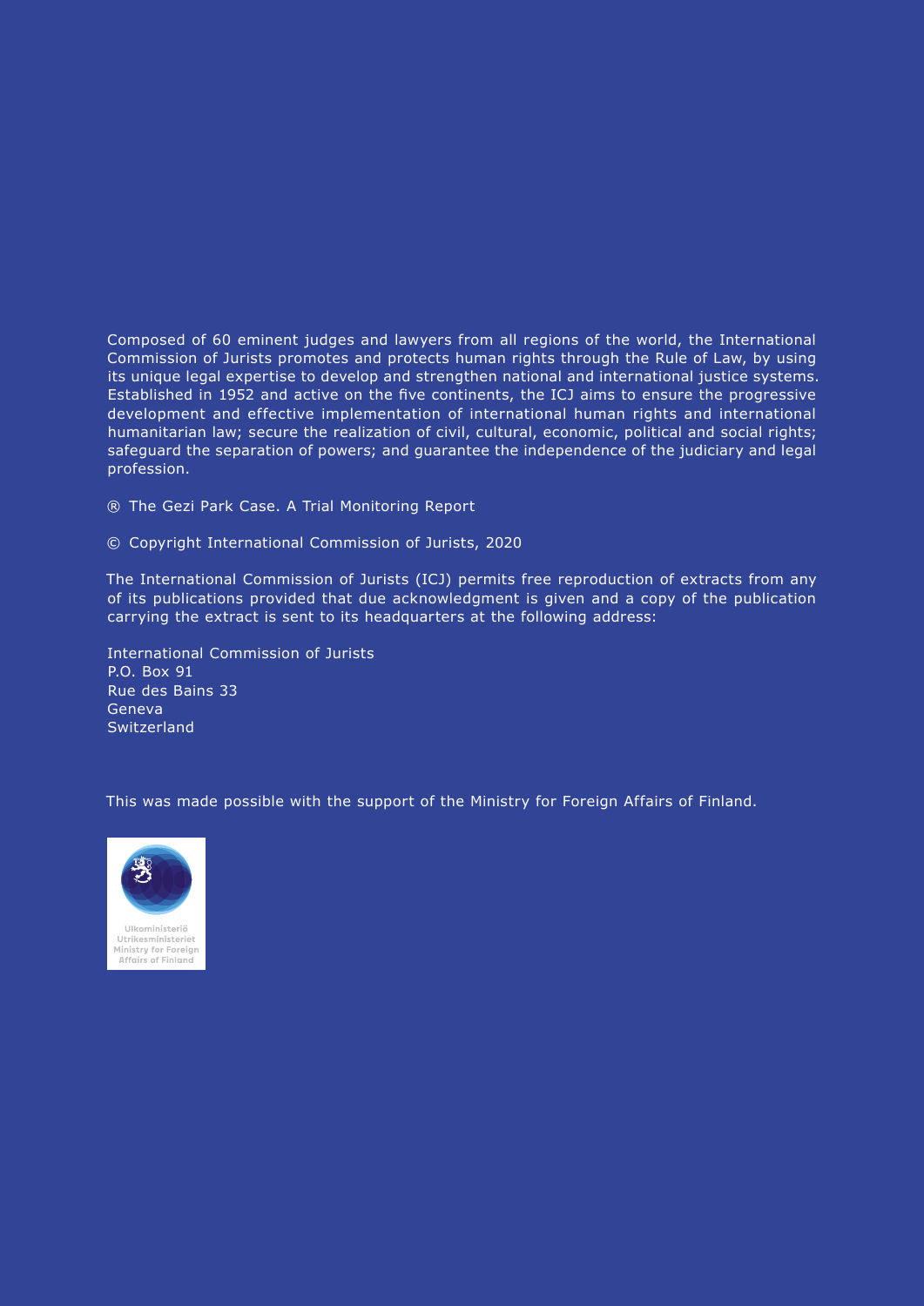Composed of 60 eminent judges and lawyers from all regions of the world, the International Commission of Jurists promotes and protects human rights through the Rule of Law, by using its unique legal expertise to develop and strengthen national and international justice systems. Established in 1952 and active on the five continents, the ICJ aims to ensure the progressive development and effective implementation of international human rights and international humanitarian law; secure the realization of civil, cultural, economic, political and social rights; safeguard the separation of powers; and guarantee the independence of the judiciary and legal profession.

® The Gezi Park Case. A Trial Monitoring Report

© Copyright International Commission of Jurists, 2020

The International Commission of Jurists (ICJ) permits free reproduction of extracts from any of its publications provided that due acknowledgment is given and a copy of the publication carrying the extract is sent to its headquarters at the following address:

International Commission of Jurists
P.O. Box 91
Rue des Bains 33
Geneva
Switzerland

This was made possible with the support of the Ministry for Foreign Affairs of Finland.

Ulkoministeriö
Utrikesministeriet
Ministry for Foreign Affairs of Finland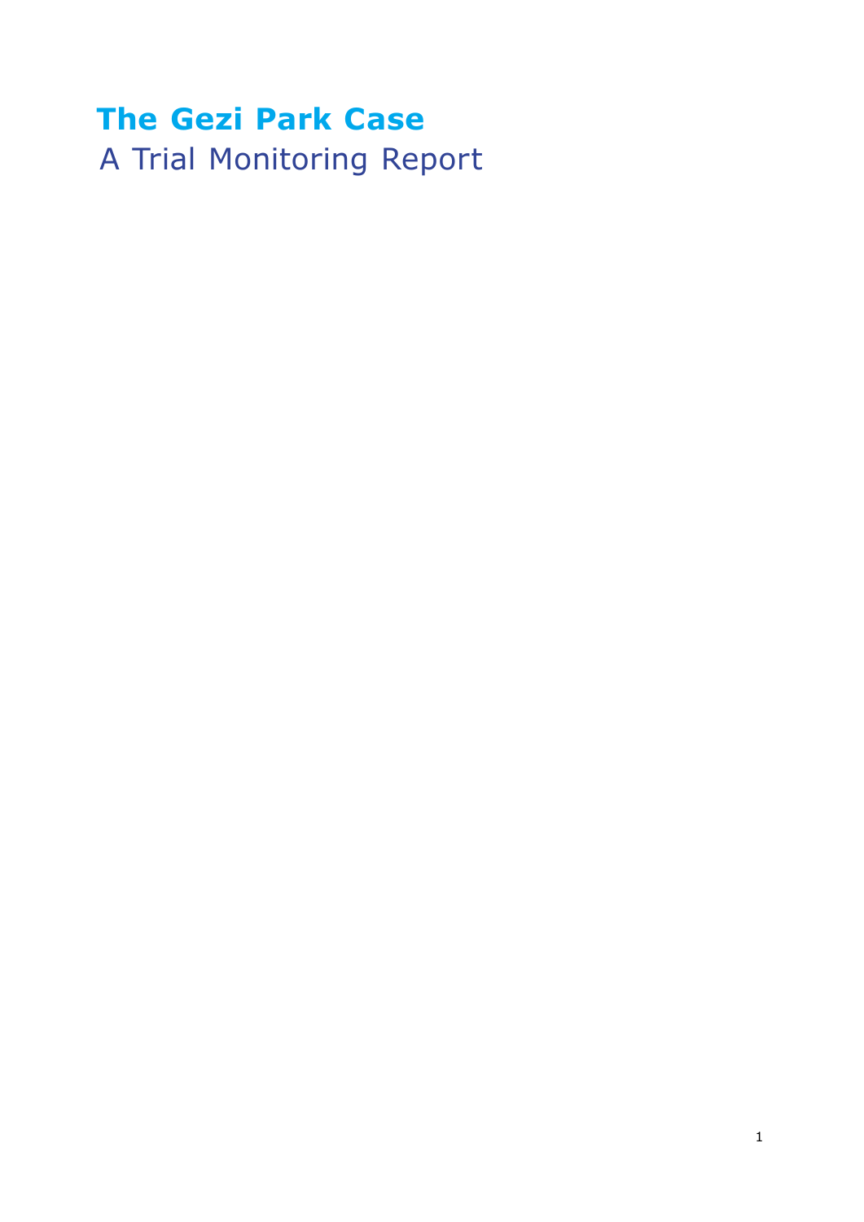# The Gezi Park Case

A Trial Monitoring Report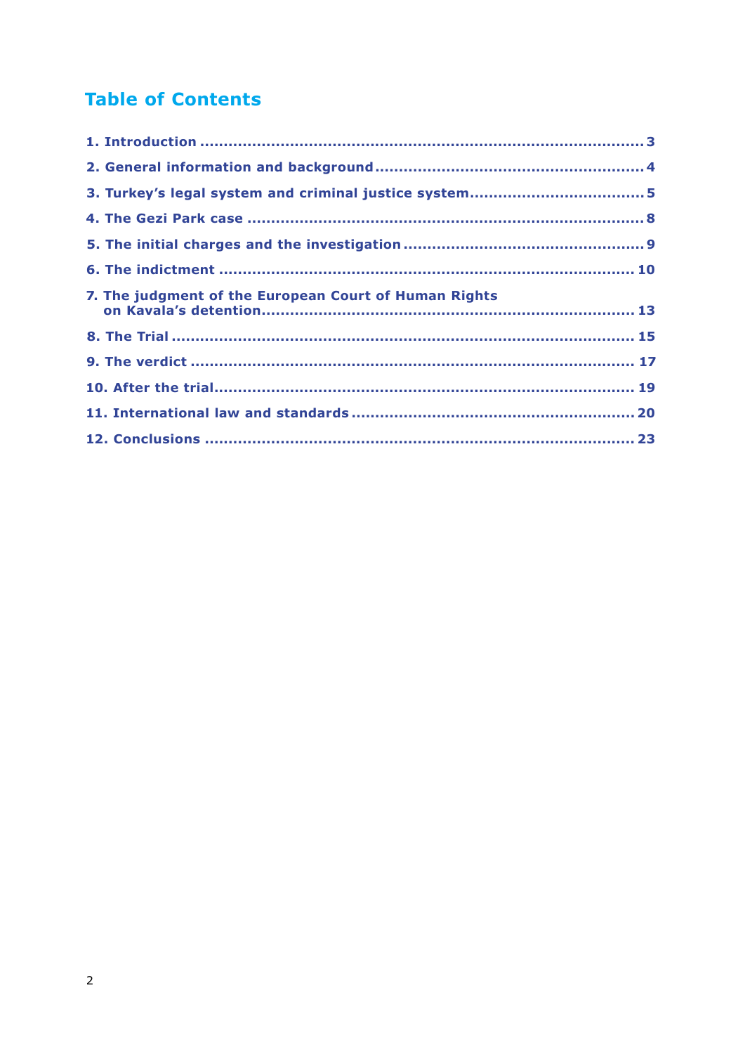# Table of Contents

1. Introduction ........................................................................................ 3
2. General information and background .................................................... 4
3. Turkey's legal system and criminal justice system .................................. 5
4. The Gezi Park case ................................................................................ 8
5. The initial charges and the investigation ................................................ 9
6. The indictment .................................................................................... 10
7. The judgment of the European Court of Human Rights on Kavala's detention ......................................................................... 13
8. The Trial ............................................................................................. 15
9. The verdict ......................................................................................... 17
10. After the trial ..................................................................................... 19
11. International law and standards .......................................................... 20
12. Conclusions ....................................................................................... 23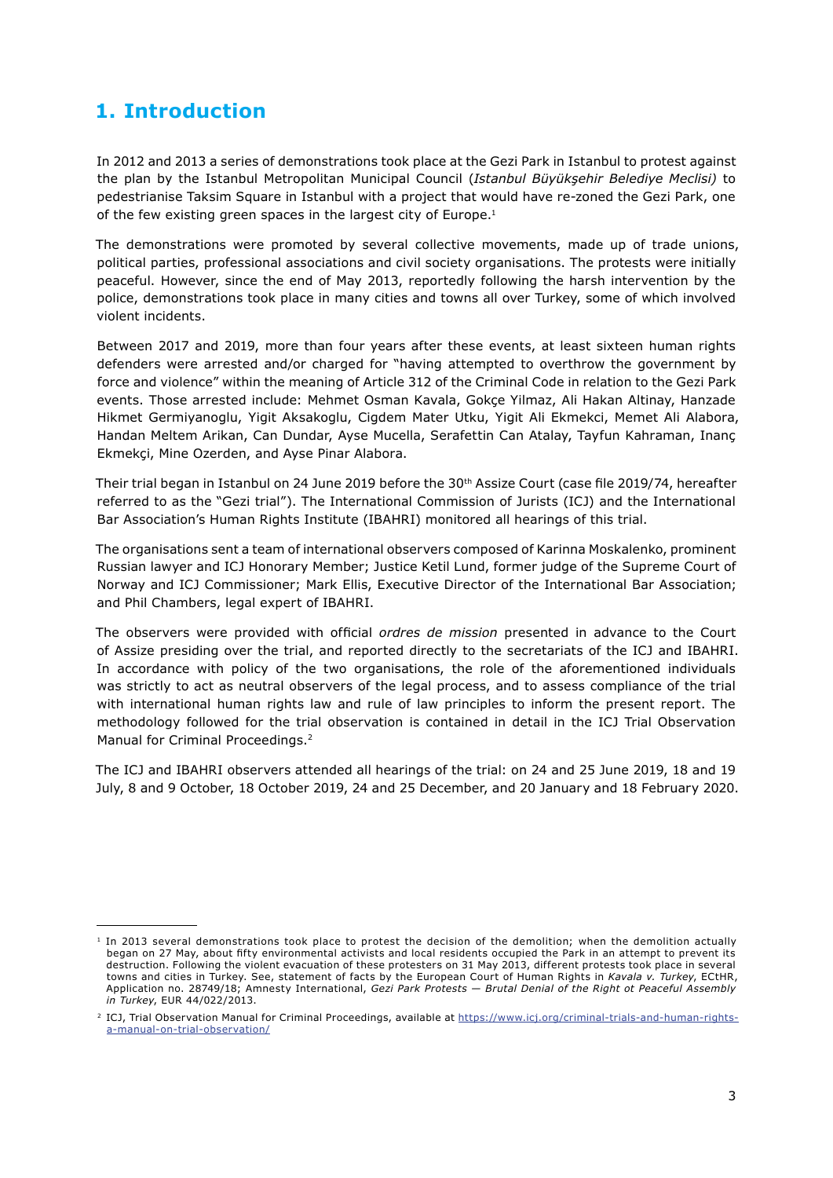## 1. Introduction

In 2012 and 2013 a series of demonstrations took place at the Gezi Park in Istanbul to protest against the plan by the Istanbul Metropolitan Municipal Council (*Istanbul Büyükşehir Belediye Meclisi)* to pedestrianise Taksim Square in Istanbul with a project that would have re-zoned the Gezi Park, one of the few existing green spaces in the largest city of Europe.[1]

The demonstrations were promoted by several collective movements, made up of trade unions, political parties, professional associations and civil society organisations. The protests were initially peaceful. However, since the end of May 2013, reportedly following the harsh intervention by the police, demonstrations took place in many cities and towns all over Turkey, some of which involved violent incidents.

Between 2017 and 2019, more than four years after these events, at least sixteen human rights defenders were arrested and/or charged for "having attempted to overthrow the government by force and violence" within the meaning of Article 312 of the Criminal Code in relation to the Gezi Park events. Those arrested include: Mehmet Osman Kavala, Gokçe Yilmaz, Ali Hakan Altinay, Hanzade Hikmet Germiyanoglu, Yigit Aksakoglu, Cigdem Mater Utku, Yigit Ali Ekmekci, Memet Ali Alabora, Handan Meltem Arikan, Can Dundar, Ayse Mucella, Serafettin Can Atalay, Tayfun Kahraman, Inanç Ekmekçi, Mine Ozerden, and Ayse Pinar Alabora.

Their trial began in Istanbul on 24 June 2019 before the 30th Assize Court (case file 2019/74, hereafter referred to as the "Gezi trial"). The International Commission of Jurists (ICJ) and the International Bar Association's Human Rights Institute (IBAHRI) monitored all hearings of this trial.

The organisations sent a team of international observers composed of Karinna Moskalenko, prominent Russian lawyer and ICJ Honorary Member; Justice Ketil Lund, former judge of the Supreme Court of Norway and ICJ Commissioner; Mark Ellis, Executive Director of the International Bar Association; and Phil Chambers, legal expert of IBAHRI.

The observers were provided with official *ordres de mission* presented in advance to the Court of Assize presiding over the trial, and reported directly to the secretariats of the ICJ and IBAHRI. In accordance with policy of the two organisations, the role of the aforementioned individuals was strictly to act as neutral observers of the legal process, and to assess compliance of the trial with international human rights law and rule of law principles to inform the present report. The methodology followed for the trial observation is contained in detail in the ICJ Trial Observation Manual for Criminal Proceedings.[2]

The ICJ and IBAHRI observers attended all hearings of the trial: on 24 and 25 June 2019, 18 and 19 July, 8 and 9 October, 18 October 2019, 24 and 25 December, and 20 January and 18 February 2020.

---

[1] In 2013 several demonstrations took place to protest the decision of the demolition; when the demolition actually began on 27 May, about fifty environmental activists and local residents occupied the Park in an attempt to prevent its destruction. Following the violent evacuation of these protesters on 31 May 2013, different protests took place in several towns and cities in Turkey. See, statement of facts by the European Court of Human Rights in *Kavala v. Turkey*, ECtHR, Application no. 28749/18; Amnesty International, *Gezi Park Protests — Brutal Denial of the Right ot Peaceful Assembly in Turkey*, EUR 44/022/2013.

[2] ICJ, Trial Observation Manual for Criminal Proceedings, available at https://www.icj.org/criminal-trials-and-human-rights-a-manual-on-trial-observation/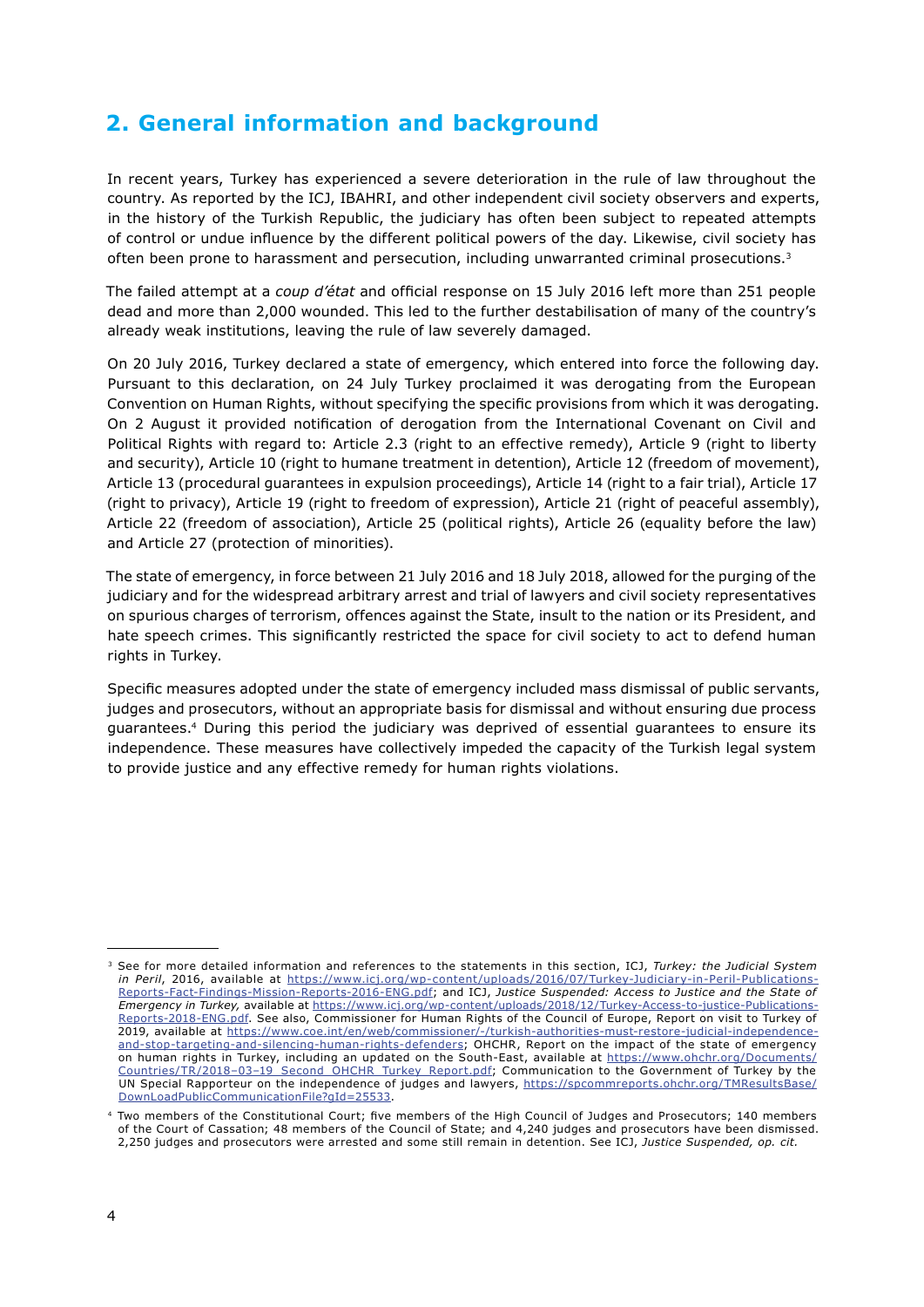## 2. General information and background

In recent years, Turkey has experienced a severe deterioration in the rule of law throughout the country. As reported by the ICJ, IBAHRI, and other independent civil society observers and experts, in the history of the Turkish Republic, the judiciary has often been subject to repeated attempts of control or undue influence by the different political powers of the day. Likewise, civil society has often been prone to harassment and persecution, including unwarranted criminal prosecutions.[3]

The failed attempt at a *coup d'état* and official response on 15 July 2016 left more than 251 people dead and more than 2,000 wounded. This led to the further destabilisation of many of the country's already weak institutions, leaving the rule of law severely damaged.

On 20 July 2016, Turkey declared a state of emergency, which entered into force the following day. Pursuant to this declaration, on 24 July Turkey proclaimed it was derogating from the European Convention on Human Rights, without specifying the specific provisions from which it was derogating. On 2 August it provided notification of derogation from the International Covenant on Civil and Political Rights with regard to: Article 2.3 (right to an effective remedy), Article 9 (right to liberty and security), Article 10 (right to humane treatment in detention), Article 12 (freedom of movement), Article 13 (procedural guarantees in expulsion proceedings), Article 14 (right to a fair trial), Article 17 (right to privacy), Article 19 (right to freedom of expression), Article 21 (right of peaceful assembly), Article 22 (freedom of association), Article 25 (political rights), Article 26 (equality before the law) and Article 27 (protection of minorities).

The state of emergency, in force between 21 July 2016 and 18 July 2018, allowed for the purging of the judiciary and for the widespread arbitrary arrest and trial of lawyers and civil society representatives on spurious charges of terrorism, offences against the State, insult to the nation or its President, and hate speech crimes. This significantly restricted the space for civil society to act to defend human rights in Turkey.

Specific measures adopted under the state of emergency included mass dismissal of public servants, judges and prosecutors, without an appropriate basis for dismissal and without ensuring due process guarantees.[4] During this period the judiciary was deprived of essential guarantees to ensure its independence. These measures have collectively impeded the capacity of the Turkish legal system to provide justice and any effective remedy for human rights violations.

---

[3] See for more detailed information and references to the statements in this section, ICJ, *Turkey: the Judicial System in Peril*, 2016, available at https://www.icj.org/wp-content/uploads/2016/07/Turkey-Judiciary-in-Peril-Publications-Reports-Fact-Findings-Mission-Reports-2016-ENG.pdf; and ICJ, *Justice Suspended: Access to Justice and the State of Emergency in Turkey,* available at https://www.icj.org/wp-content/uploads/2018/12/Turkey-Access-to-justice-Publications-Reports-2018-ENG.pdf. See also, Commissioner for Human Rights of the Council of Europe, Report on visit to Turkey of 2019, available at https://www.coe.int/en/web/commissioner/-/turkish-authorities-must-restore-judicial-independence-and-stop-targeting-and-silencing-human-rights-defenders; OHCHR, Report on the impact of the state of emergency on human rights in Turkey, including an updated on the South-East, available at https://www.ohchr.org/Documents/Countries/TR/2018–03–19_Second_OHCHR_Turkey_Report.pdf; Communication to the Government of Turkey by the UN Special Rapporteur on the independence of judges and lawyers, https://spcommreports.ohchr.org/TMResultsBase/DownLoadPublicCommunicationFile?gId=25533.

[4] Two members of the Constitutional Court; five members of the High Council of Judges and Prosecutors; 140 members of the Court of Cassation; 48 members of the Council of State; and 4,240 judges and prosecutors have been dismissed. 2,250 judges and prosecutors were arrested and some still remain in detention. See ICJ, *Justice Suspended, op. cit.*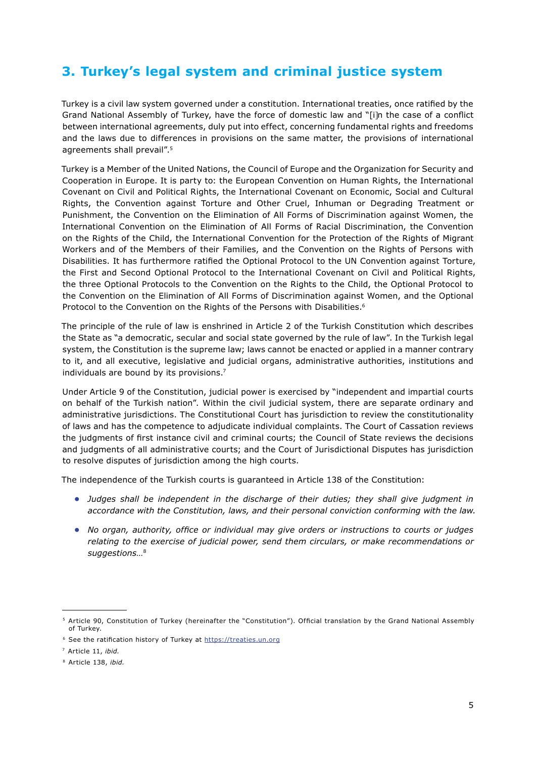## 3. Turkey's legal system and criminal justice system

Turkey is a civil law system governed under a constitution. International treaties, once ratified by the Grand National Assembly of Turkey, have the force of domestic law and "[i]n the case of a conflict between international agreements, duly put into effect, concerning fundamental rights and freedoms and the laws due to differences in provisions on the same matter, the provisions of international agreements shall prevail".[5]

Turkey is a Member of the United Nations, the Council of Europe and the Organization for Security and Cooperation in Europe. It is party to: the European Convention on Human Rights, the International Covenant on Civil and Political Rights, the International Covenant on Economic, Social and Cultural Rights, the Convention against Torture and Other Cruel, Inhuman or Degrading Treatment or Punishment, the Convention on the Elimination of All Forms of Discrimination against Women, the International Convention on the Elimination of All Forms of Racial Discrimination, the Convention on the Rights of the Child, the International Convention for the Protection of the Rights of Migrant Workers and of the Members of their Families, and the Convention on the Rights of Persons with Disabilities. It has furthermore ratified the Optional Protocol to the UN Convention against Torture, the First and Second Optional Protocol to the International Covenant on Civil and Political Rights, the three Optional Protocols to the Convention on the Rights to the Child, the Optional Protocol to the Convention on the Elimination of All Forms of Discrimination against Women, and the Optional Protocol to the Convention on the Rights of the Persons with Disabilities.[6]

The principle of the rule of law is enshrined in Article 2 of the Turkish Constitution which describes the State as "a democratic, secular and social state governed by the rule of law". In the Turkish legal system, the Constitution is the supreme law; laws cannot be enacted or applied in a manner contrary to it, and all executive, legislative and judicial organs, administrative authorities, institutions and individuals are bound by its provisions.[7]

Under Article 9 of the Constitution, judicial power is exercised by "independent and impartial courts on behalf of the Turkish nation". Within the civil judicial system, there are separate ordinary and administrative jurisdictions. The Constitutional Court has jurisdiction to review the constitutionality of laws and has the competence to adjudicate individual complaints. The Court of Cassation reviews the judgments of first instance civil and criminal courts; the Council of State reviews the decisions and judgments of all administrative courts; and the Court of Jurisdictional Disputes has jurisdiction to resolve disputes of jurisdiction among the high courts.

The independence of the Turkish courts is guaranteed in Article 138 of the Constitution:

- *Judges shall be independent in the discharge of their duties; they shall give judgment in accordance with the Constitution, laws, and their personal conviction conforming with the law.*
- *No organ, authority, office or individual may give orders or instructions to courts or judges relating to the exercise of judicial power, send them circulars, or make recommendations or suggestions…*[8]

---

[5] Article 90, Constitution of Turkey (hereinafter the "Constitution"). Official translation by the Grand National Assembly of Turkey.

[6] See the ratification history of Turkey at https://treaties.un.org

[7] Article 11, *ibid.*

[8] Article 138, *ibid.*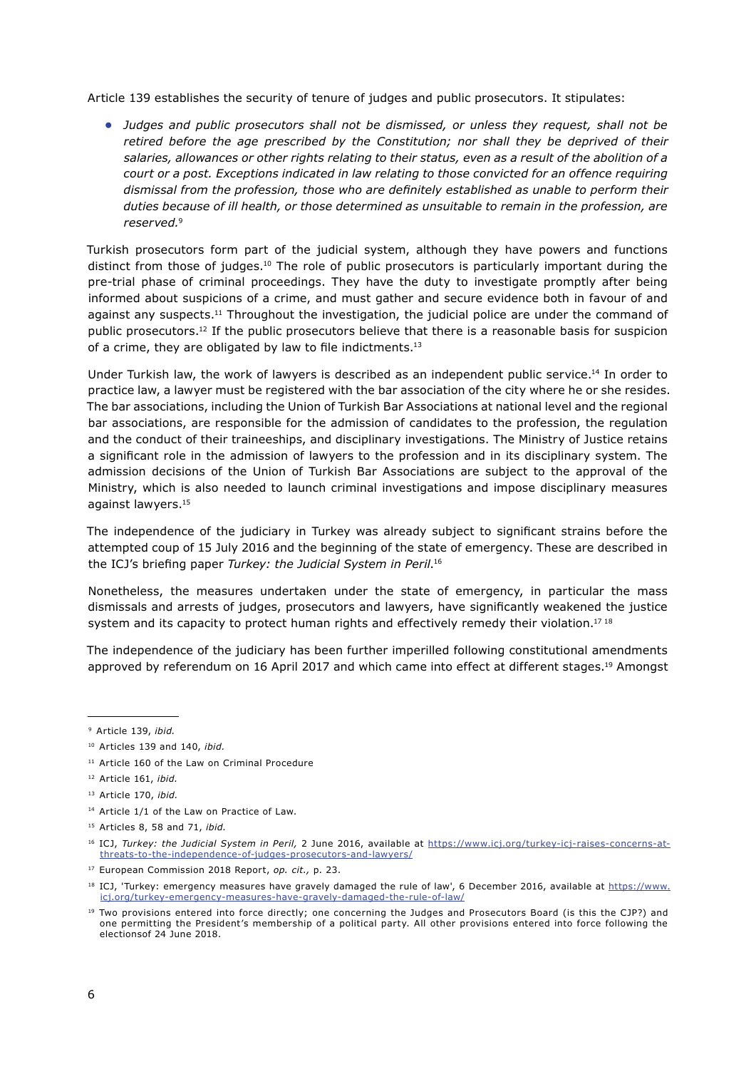Article 139 establishes the security of tenure of judges and public prosecutors. It stipulates:

- *Judges and public prosecutors shall not be dismissed, or unless they request, shall not be retired before the age prescribed by the Constitution; nor shall they be deprived of their salaries, allowances or other rights relating to their status, even as a result of the abolition of a court or a post. Exceptions indicated in law relating to those convicted for an offence requiring dismissal from the profession, those who are definitely established as unable to perform their duties because of ill health, or those determined as unsuitable to remain in the profession, are reserved.*[9]

Turkish prosecutors form part of the judicial system, although they have powers and functions distinct from those of judges.[10] The role of public prosecutors is particularly important during the pre-trial phase of criminal proceedings. They have the duty to investigate promptly after being informed about suspicions of a crime, and must gather and secure evidence both in favour of and against any suspects.[11] Throughout the investigation, the judicial police are under the command of public prosecutors.[12] If the public prosecutors believe that there is a reasonable basis for suspicion of a crime, they are obligated by law to file indictments.[13]

Under Turkish law, the work of lawyers is described as an independent public service.[14] In order to practice law, a lawyer must be registered with the bar association of the city where he or she resides. The bar associations, including the Union of Turkish Bar Associations at national level and the regional bar associations, are responsible for the admission of candidates to the profession, the regulation and the conduct of their traineeships, and disciplinary investigations. The Ministry of Justice retains a significant role in the admission of lawyers to the profession and in its disciplinary system. The admission decisions of the Union of Turkish Bar Associations are subject to the approval of the Ministry, which is also needed to launch criminal investigations and impose disciplinary measures against lawyers.[15]

The independence of the judiciary in Turkey was already subject to significant strains before the attempted coup of 15 July 2016 and the beginning of the state of emergency. These are described in the ICJ's briefing paper *Turkey: the Judicial System in Peril*.[16]

Nonetheless, the measures undertaken under the state of emergency, in particular the mass dismissals and arrests of judges, prosecutors and lawyers, have significantly weakened the justice system and its capacity to protect human rights and effectively remedy their violation.[17] [18]

The independence of the judiciary has been further imperilled following constitutional amendments approved by referendum on 16 April 2017 and which came into effect at different stages.[19] Amongst

---

[9] Article 139, *ibid.*

[10] Articles 139 and 140, *ibid.*

[11] Article 160 of the Law on Criminal Procedure

[12] Article 161, *ibid.*

[13] Article 170, *ibid.*

[14] Article 1/1 of the Law on Practice of Law.

[15] Articles 8, 58 and 71, *ibid.*

[16] ICJ, *Turkey: the Judicial System in Peril,* 2 June 2016, available at https://www.icj.org/turkey-icj-raises-concerns-at-threats-to-the-independence-of-judges-prosecutors-and-lawyers/

[17] European Commission 2018 Report, *op. cit.,* p. 23.

[18] ICJ, 'Turkey: emergency measures have gravely damaged the rule of law', 6 December 2016, available at https://www.icj.org/turkey-emergency-measures-have-gravely-damaged-the-rule-of-law/

[19] Two provisions entered into force directly; one concerning the Judges and Prosecutors Board (is this the CJP?) and one permitting the President's membership of a political party. All other provisions entered into force following the electionsof 24 June 2018.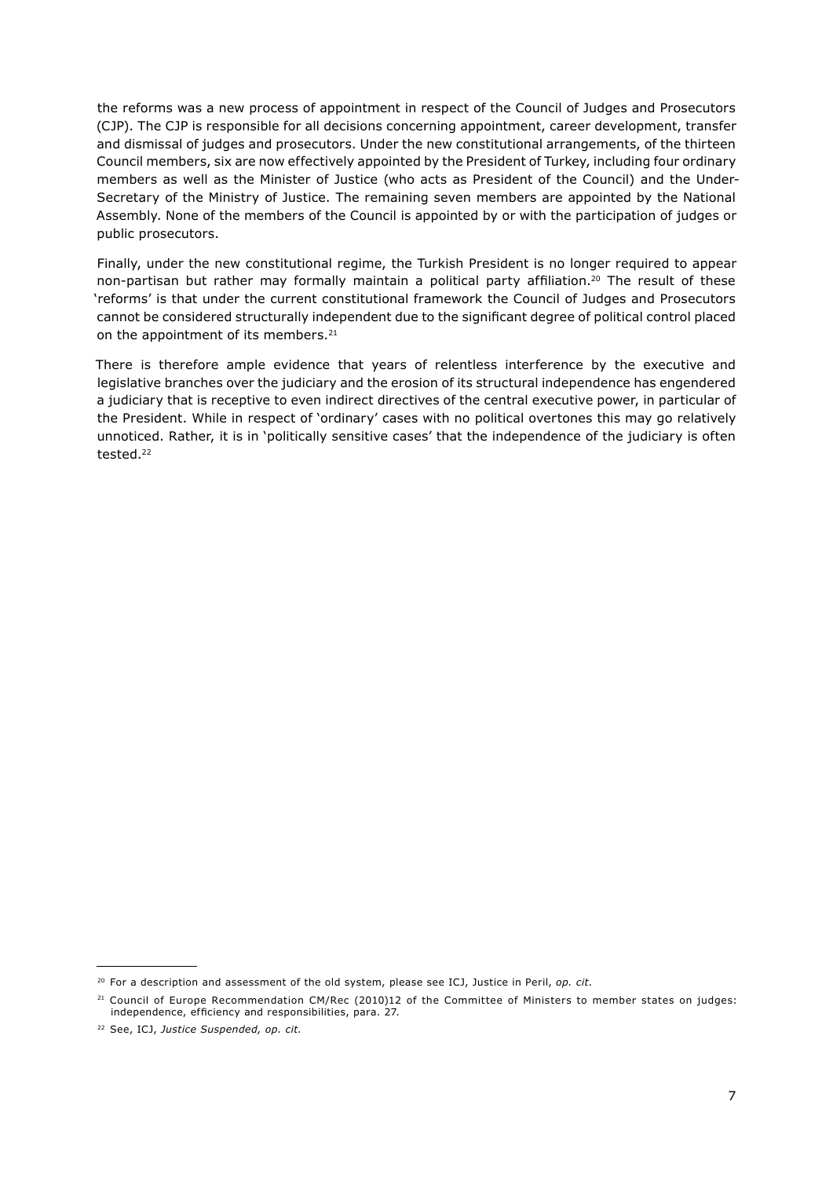the reforms was a new process of appointment in respect of the Council of Judges and Prosecutors (CJP). The CJP is responsible for all decisions concerning appointment, career development, transfer and dismissal of judges and prosecutors. Under the new constitutional arrangements, of the thirteen Council members, six are now effectively appointed by the President of Turkey, including four ordinary members as well as the Minister of Justice (who acts as President of the Council) and the Under-Secretary of the Ministry of Justice. The remaining seven members are appointed by the National Assembly. None of the members of the Council is appointed by or with the participation of judges or public prosecutors.

Finally, under the new constitutional regime, the Turkish President is no longer required to appear non-partisan but rather may formally maintain a political party affiliation.[20] The result of these 'reforms' is that under the current constitutional framework the Council of Judges and Prosecutors cannot be considered structurally independent due to the significant degree of political control placed on the appointment of its members.[21]

There is therefore ample evidence that years of relentless interference by the executive and legislative branches over the judiciary and the erosion of its structural independence has engendered a judiciary that is receptive to even indirect directives of the central executive power, in particular of the President. While in respect of 'ordinary' cases with no political overtones this may go relatively unnoticed. Rather, it is in 'politically sensitive cases' that the independence of the judiciary is often tested.[22]

---

[20] For a description and assessment of the old system, please see ICJ, Justice in Peril, *op. cit.*

[21] Council of Europe Recommendation CM/Rec (2010)12 of the Committee of Ministers to member states on judges: independence, efficiency and responsibilities, para. 27.

[22] See, ICJ, *Justice Suspended, op. cit.*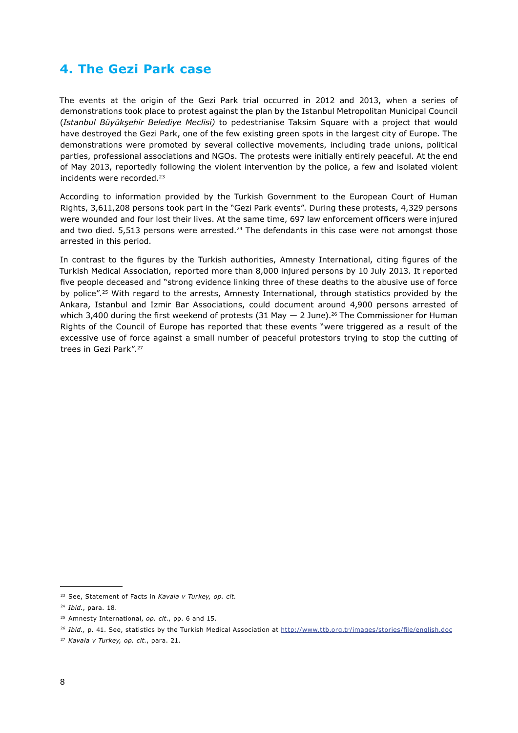## 4. The Gezi Park case

The events at the origin of the Gezi Park trial occurred in 2012 and 2013, when a series of demonstrations took place to protest against the plan by the Istanbul Metropolitan Municipal Council (*Istanbul Büyükşehir Belediye Meclisi)* to pedestrianise Taksim Square with a project that would have destroyed the Gezi Park, one of the few existing green spots in the largest city of Europe. The demonstrations were promoted by several collective movements, including trade unions, political parties, professional associations and NGOs. The protests were initially entirely peaceful. At the end of May 2013, reportedly following the violent intervention by the police, a few and isolated violent incidents were recorded.[23]

According to information provided by the Turkish Government to the European Court of Human Rights, 3,611,208 persons took part in the "Gezi Park events". During these protests, 4,329 persons were wounded and four lost their lives. At the same time, 697 law enforcement officers were injured and two died. 5,513 persons were arrested.[24] The defendants in this case were not amongst those arrested in this period.

In contrast to the figures by the Turkish authorities, Amnesty International, citing figures of the Turkish Medical Association, reported more than 8,000 injured persons by 10 July 2013. It reported five people deceased and "strong evidence linking three of these deaths to the abusive use of force by police".[25] With regard to the arrests, Amnesty International, through statistics provided by the Ankara, Istanbul and Izmir Bar Associations, could document around 4,900 persons arrested of which 3,400 during the first weekend of protests (31 May — 2 June).[26] The Commissioner for Human Rights of the Council of Europe has reported that these events "were triggered as a result of the excessive use of force against a small number of peaceful protestors trying to stop the cutting of trees in Gezi Park".[27]

---

[23] See, Statement of Facts in *Kavala v Turkey, op. cit.*

[24] *Ibid.*, para. 18.

[25] Amnesty International, *op. cit.*, pp. 6 and 15.

[26] *Ibid.,* p. 41. See, statistics by the Turkish Medical Association at http://www.ttb.org.tr/images/stories/file/english.doc

[27] *Kavala v Turkey, op. cit.*, para. 21.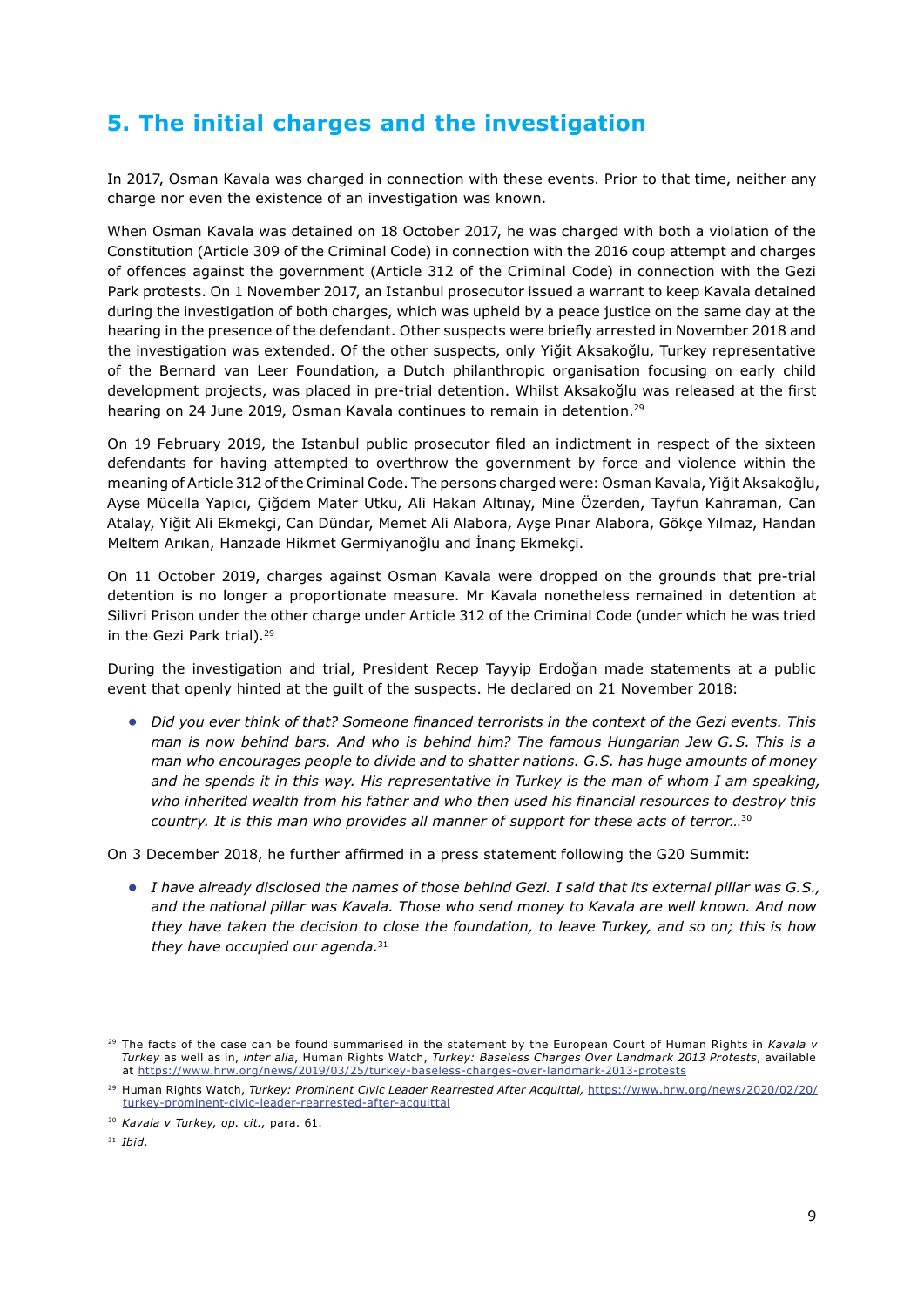## 5. The initial charges and the investigation

In 2017, Osman Kavala was charged in connection with these events. Prior to that time, neither any charge nor even the existence of an investigation was known.

When Osman Kavala was detained on 18 October 2017, he was charged with both a violation of the Constitution (Article 309 of the Criminal Code) in connection with the 2016 coup attempt and charges of offences against the government (Article 312 of the Criminal Code) in connection with the Gezi Park protests. On 1 November 2017, an Istanbul prosecutor issued a warrant to keep Kavala detained during the investigation of both charges, which was upheld by a peace justice on the same day at the hearing in the presence of the defendant. Other suspects were briefly arrested in November 2018 and the investigation was extended. Of the other suspects, only Yiğit Aksakoğlu, Turkey representative of the Bernard van Leer Foundation, a Dutch philanthropic organisation focusing on early child development projects, was placed in pre-trial detention. Whilst Aksakoğlu was released at the first hearing on 24 June 2019, Osman Kavala continues to remain in detention.[29]

On 19 February 2019, the Istanbul public prosecutor filed an indictment in respect of the sixteen defendants for having attempted to overthrow the government by force and violence within the meaning of Article 312 of the Criminal Code. The persons charged were: Osman Kavala, Yiğit Aksakoğlu, Ayse Mücella Yapıcı, Çiğdem Mater Utku, Ali Hakan Altınay, Mine Özerden, Tayfun Kahraman, Can Atalay, Yiğit Ali Ekmekçi, Can Dündar, Memet Ali Alabora, Ayşe Pınar Alabora, Gökçe Yılmaz, Handan Meltem Arıkan, Hanzade Hikmet Germiyanoğlu and İnanç Ekmekçi.

On 11 October 2019, charges against Osman Kavala were dropped on the grounds that pre-trial detention is no longer a proportionate measure. Mr Kavala nonetheless remained in detention at Silivri Prison under the other charge under Article 312 of the Criminal Code (under which he was tried in the Gezi Park trial).[29]

During the investigation and trial, President Recep Tayyip Erdoğan made statements at a public event that openly hinted at the guilt of the suspects. He declared on 21 November 2018:

- *Did you ever think of that? Someone financed terrorists in the context of the Gezi events. This man is now behind bars. And who is behind him? The famous Hungarian Jew G.S. This is a man who encourages people to divide and to shatter nations. G.S. has huge amounts of money and he spends it in this way. His representative in Turkey is the man of whom I am speaking, who inherited wealth from his father and who then used his financial resources to destroy this country. It is this man who provides all manner of support for these acts of terror…*[30]

On 3 December 2018, he further affirmed in a press statement following the G20 Summit:

- *I have already disclosed the names of those behind Gezi. I said that its external pillar was G.S., and the national pillar was Kavala. Those who send money to Kavala are well known. And now they have taken the decision to close the foundation, to leave Turkey, and so on; this is how they have occupied our agenda.*[31]

---

[29] The facts of the case can be found summarised in the statement by the European Court of Human Rights in *Kavala v Turkey* as well as in, *inter alia*, Human Rights Watch, *Turkey: Baseless Charges Over Landmark 2013 Protests*, available at https://www.hrw.org/news/2019/03/25/turkey-baseless-charges-over-landmark-2013-protests

[29] Human Rights Watch, *Turkey: Prominent Civic Leader Rearrested After Acquittal,* https://www.hrw.org/news/2020/02/20/turkey-prominent-civic-leader-rearrested-after-acquittal

[30] *Kavala v Turkey, op. cit.,* para. 61.

[31] *Ibid.*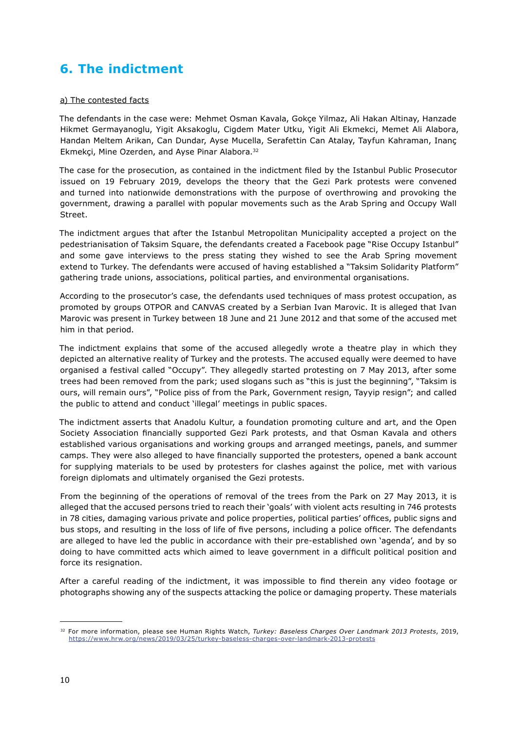## 6. The indictment

a) The contested facts

The defendants in the case were: Mehmet Osman Kavala, Gokçe Yilmaz, Ali Hakan Altinay, Hanzade Hikmet Germayanoglu, Yigit Aksakoglu, Cigdem Mater Utku, Yigit Ali Ekmekci, Memet Ali Alabora, Handan Meltem Arikan, Can Dundar, Ayse Mucella, Serafettin Can Atalay, Tayfun Kahraman, Inanç Ekmekçi, Mine Ozerden, and Ayse Pinar Alabora.[32]

The case for the prosecution, as contained in the indictment filed by the Istanbul Public Prosecutor issued on 19 February 2019, develops the theory that the Gezi Park protests were convened and turned into nationwide demonstrations with the purpose of overthrowing and provoking the government, drawing a parallel with popular movements such as the Arab Spring and Occupy Wall Street.

The indictment argues that after the Istanbul Metropolitan Municipality accepted a project on the pedestrianisation of Taksim Square, the defendants created a Facebook page "Rise Occupy Istanbul" and some gave interviews to the press stating they wished to see the Arab Spring movement extend to Turkey. The defendants were accused of having established a "Taksim Solidarity Platform" gathering trade unions, associations, political parties, and environmental organisations.

According to the prosecutor's case, the defendants used techniques of mass protest occupation, as promoted by groups OTPOR and CANVAS created by a Serbian Ivan Marovic. It is alleged that Ivan Marovic was present in Turkey between 18 June and 21 June 2012 and that some of the accused met him in that period.

The indictment explains that some of the accused allegedly wrote a theatre play in which they depicted an alternative reality of Turkey and the protests. The accused equally were deemed to have organised a festival called "Occupy". They allegedly started protesting on 7 May 2013, after some trees had been removed from the park; used slogans such as "this is just the beginning", "Taksim is ours, will remain ours", "Police piss of from the Park, Government resign, Tayyip resign"; and called the public to attend and conduct 'illegal' meetings in public spaces.

The indictment asserts that Anadolu Kultur, a foundation promoting culture and art, and the Open Society Association financially supported Gezi Park protests, and that Osman Kavala and others established various organisations and working groups and arranged meetings, panels, and summer camps. They were also alleged to have financially supported the protesters, opened a bank account for supplying materials to be used by protesters for clashes against the police, met with various foreign diplomats and ultimately organised the Gezi protests.

From the beginning of the operations of removal of the trees from the Park on 27 May 2013, it is alleged that the accused persons tried to reach their 'goals' with violent acts resulting in 746 protests in 78 cities, damaging various private and police properties, political parties' offices, public signs and bus stops, and resulting in the loss of life of five persons, including a police officer. The defendants are alleged to have led the public in accordance with their pre-established own 'agenda', and by so doing to have committed acts which aimed to leave government in a difficult political position and force its resignation.

After a careful reading of the indictment, it was impossible to find therein any video footage or photographs showing any of the suspects attacking the police or damaging property. These materials

[32] For more information, please see Human Rights Watch, *Turkey: Baseless Charges Over Landmark 2013 Protests*, 2019, https://www.hrw.org/news/2019/03/25/turkey-baseless-charges-over-landmark-2013-protests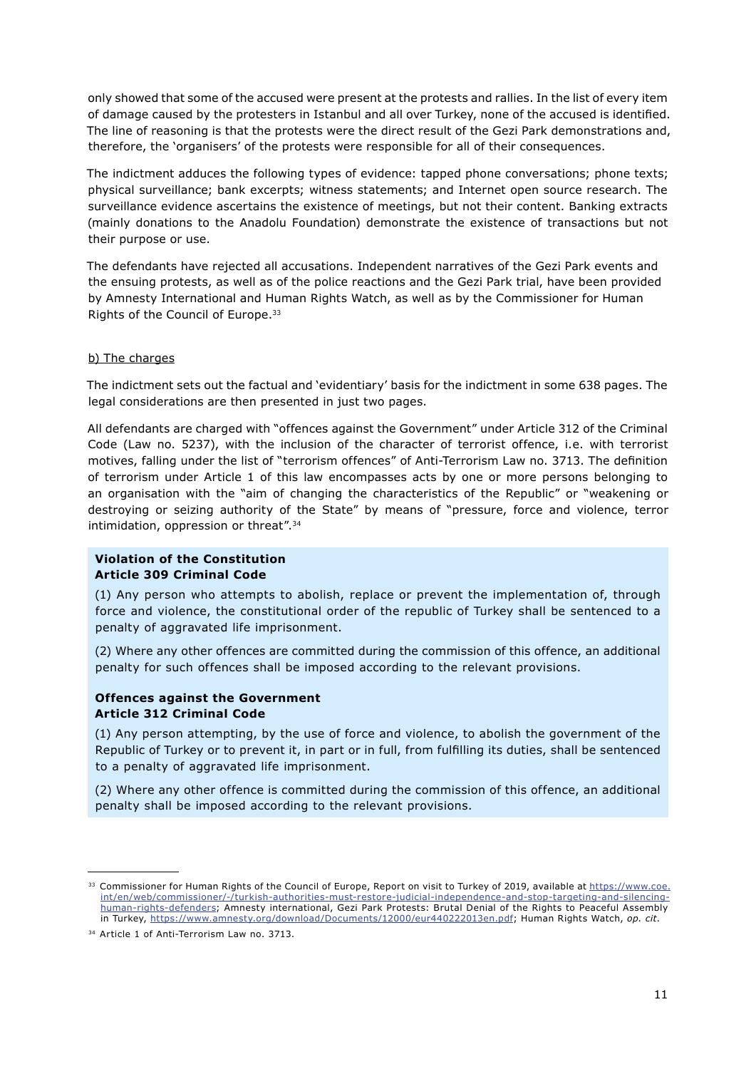only showed that some of the accused were present at the protests and rallies. In the list of every item of damage caused by the protesters in Istanbul and all over Turkey, none of the accused is identified. The line of reasoning is that the protests were the direct result of the Gezi Park demonstrations and, therefore, the 'organisers' of the protests were responsible for all of their consequences.

The indictment adduces the following types of evidence: tapped phone conversations; phone texts; physical surveillance; bank excerpts; witness statements; and Internet open source research. The surveillance evidence ascertains the existence of meetings, but not their content. Banking extracts (mainly donations to the Anadolu Foundation) demonstrate the existence of transactions but not their purpose or use.

The defendants have rejected all accusations. Independent narratives of the Gezi Park events and the ensuing protests, as well as of the police reactions and the Gezi Park trial, have been provided by Amnesty International and Human Rights Watch, as well as by the Commissioner for Human Rights of the Council of Europe.[33]

b) The charges

The indictment sets out the factual and 'evidentiary' basis for the indictment in some 638 pages. The legal considerations are then presented in just two pages.

All defendants are charged with "offences against the Government" under Article 312 of the Criminal Code (Law no. 5237), with the inclusion of the character of terrorist offence, i.e. with terrorist motives, falling under the list of "terrorism offences" of Anti-Terrorism Law no. 3713. The definition of terrorism under Article 1 of this law encompasses acts by one or more persons belonging to an organisation with the "aim of changing the characteristics of the Republic" or "weakening or destroying or seizing authority of the State" by means of "pressure, force and violence, terror intimidation, oppression or threat".[34]

**Violation of the Constitution**
**Article 309 Criminal Code**

(1) Any person who attempts to abolish, replace or prevent the implementation of, through force and violence, the constitutional order of the republic of Turkey shall be sentenced to a penalty of aggravated life imprisonment.

(2) Where any other offences are committed during the commission of this offence, an additional penalty for such offences shall be imposed according to the relevant provisions.

**Offences against the Government**
**Article 312 Criminal Code**

(1) Any person attempting, by the use of force and violence, to abolish the government of the Republic of Turkey or to prevent it, in part or in full, from fulfilling its duties, shall be sentenced to a penalty of aggravated life imprisonment.

(2) Where any other offence is committed during the commission of this offence, an additional penalty shall be imposed according to the relevant provisions.

---

[33] Commissioner for Human Rights of the Council of Europe, Report on visit to Turkey of 2019, available at https://www.coe.int/en/web/commissioner/-/turkish-authorities-must-restore-judicial-independence-and-stop-targeting-and-silencing-human-rights-defenders; Amnesty international, Gezi Park Protests: Brutal Denial of the Rights to Peaceful Assembly in Turkey, https://www.amnesty.org/download/Documents/12000/eur440222013en.pdf; Human Rights Watch, *op. cit*.

[34] Article 1 of Anti-Terrorism Law no. 3713.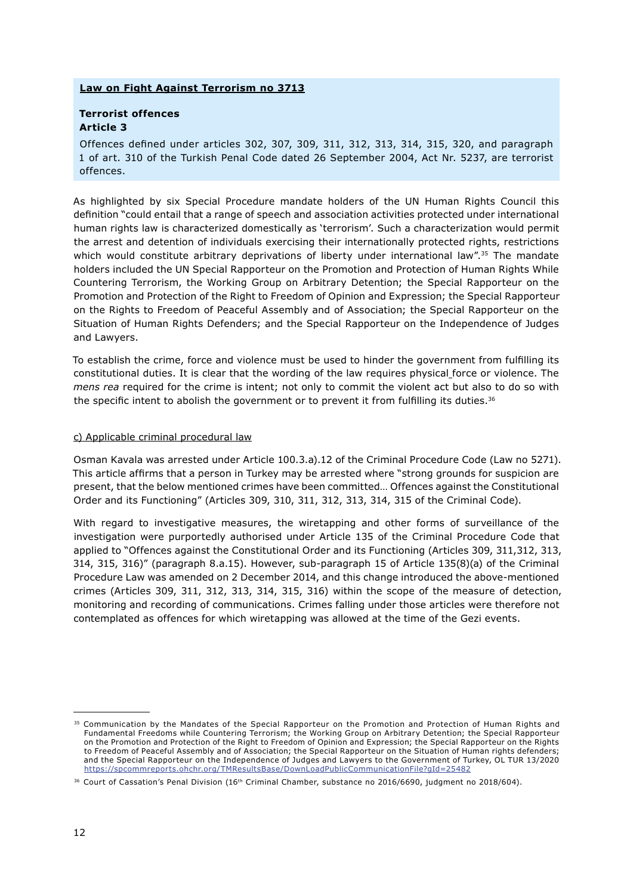**Law on Fight Against Terrorism no 3713**

**Terrorist offences**
**Article 3**

Offences defined under articles 302, 307, 309, 311, 312, 313, 314, 315, 320, and paragraph 1 of art. 310 of the Turkish Penal Code dated 26 September 2004, Act Nr. 5237, are terrorist offences.

As highlighted by six Special Procedure mandate holders of the UN Human Rights Council this definition "could entail that a range of speech and association activities protected under international human rights law is characterized domestically as 'terrorism'. Such a characterization would permit the arrest and detention of individuals exercising their internationally protected rights, restrictions which would constitute arbitrary deprivations of liberty under international law".[35] The mandate holders included the UN Special Rapporteur on the Promotion and Protection of Human Rights While Countering Terrorism, the Working Group on Arbitrary Detention; the Special Rapporteur on the Promotion and Protection of the Right to Freedom of Opinion and Expression; the Special Rapporteur on the Rights to Freedom of Peaceful Assembly and of Association; the Special Rapporteur on the Situation of Human Rights Defenders; and the Special Rapporteur on the Independence of Judges and Lawyers.

To establish the crime, force and violence must be used to hinder the government from fulfilling its constitutional duties. It is clear that the wording of the law requires physical force or violence. The *mens rea* required for the crime is intent; not only to commit the violent act but also to do so with the specific intent to abolish the government or to prevent it from fulfilling its duties.[36]

c) Applicable criminal procedural law

Osman Kavala was arrested under Article 100.3.a).12 of the Criminal Procedure Code (Law no 5271). This article affirms that a person in Turkey may be arrested where "strong grounds for suspicion are present, that the below mentioned crimes have been committed… Offences against the Constitutional Order and its Functioning" (Articles 309, 310, 311, 312, 313, 314, 315 of the Criminal Code).

With regard to investigative measures, the wiretapping and other forms of surveillance of the investigation were purportedly authorised under Article 135 of the Criminal Procedure Code that applied to "Offences against the Constitutional Order and its Functioning (Articles 309, 311,312, 313, 314, 315, 316)" (paragraph 8.a.15). However, sub-paragraph 15 of Article 135(8)(a) of the Criminal Procedure Law was amended on 2 December 2014, and this change introduced the above-mentioned crimes (Articles 309, 311, 312, 313, 314, 315, 316) within the scope of the measure of detection, monitoring and recording of communications. Crimes falling under those articles were therefore not contemplated as offences for which wiretapping was allowed at the time of the Gezi events.

---

[35] Communication by the Mandates of the Special Rapporteur on the Promotion and Protection of Human Rights and Fundamental Freedoms while Countering Terrorism; the Working Group on Arbitrary Detention; the Special Rapporteur on the Promotion and Protection of the Right to Freedom of Opinion and Expression; the Special Rapporteur on the Rights to Freedom of Peaceful Assembly and of Association; the Special Rapporteur on the Situation of Human rights defenders; and the Special Rapporteur on the Independence of Judges and Lawyers to the Government of Turkey, OL TUR 13/2020 https://spcommreports.ohchr.org/TMResultsBase/DownLoadPublicCommunicationFile?gId=25482

[36] Court of Cassation's Penal Division (16th Criminal Chamber, substance no 2016/6690, judgment no 2018/604).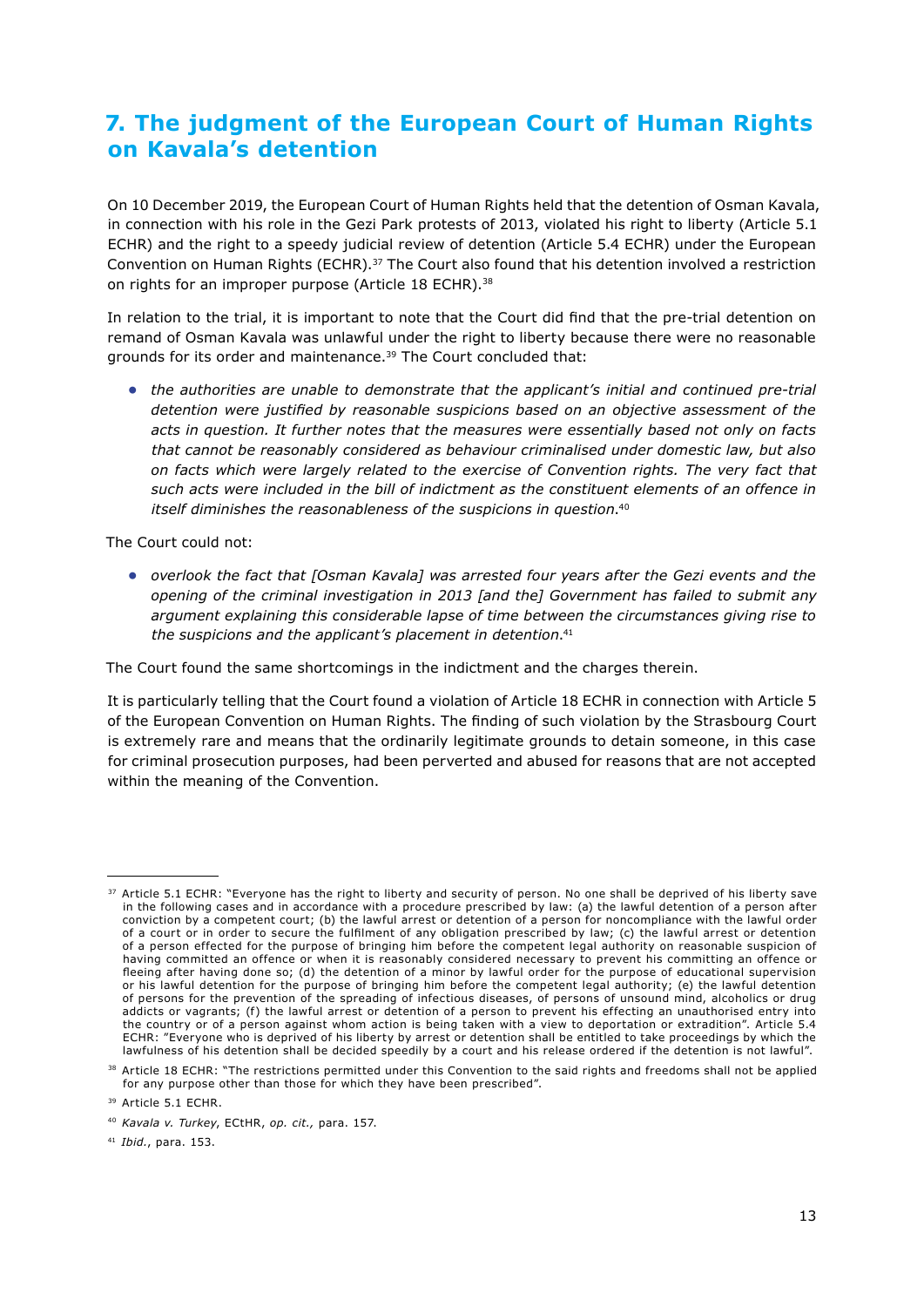## 7. The judgment of the European Court of Human Rights on Kavala's detention

On 10 December 2019, the European Court of Human Rights held that the detention of Osman Kavala, in connection with his role in the Gezi Park protests of 2013, violated his right to liberty (Article 5.1 ECHR) and the right to a speedy judicial review of detention (Article 5.4 ECHR) under the European Convention on Human Rights (ECHR).[37] The Court also found that his detention involved a restriction on rights for an improper purpose (Article 18 ECHR).[38]

In relation to the trial, it is important to note that the Court did find that the pre-trial detention on remand of Osman Kavala was unlawful under the right to liberty because there were no reasonable grounds for its order and maintenance.[39] The Court concluded that:

- *the authorities are unable to demonstrate that the applicant's initial and continued pre-trial detention were justified by reasonable suspicions based on an objective assessment of the acts in question. It further notes that the measures were essentially based not only on facts that cannot be reasonably considered as behaviour criminalised under domestic law, but also on facts which were largely related to the exercise of Convention rights. The very fact that such acts were included in the bill of indictment as the constituent elements of an offence in itself diminishes the reasonableness of the suspicions in question*.[40]

The Court could not:

- *overlook the fact that [Osman Kavala] was arrested four years after the Gezi events and the opening of the criminal investigation in 2013 [and the] Government has failed to submit any argument explaining this considerable lapse of time between the circumstances giving rise to the suspicions and the applicant's placement in detention*.[41]

The Court found the same shortcomings in the indictment and the charges therein.

It is particularly telling that the Court found a violation of Article 18 ECHR in connection with Article 5 of the European Convention on Human Rights. The finding of such violation by the Strasbourg Court is extremely rare and means that the ordinarily legitimate grounds to detain someone, in this case for criminal prosecution purposes, had been perverted and abused for reasons that are not accepted within the meaning of the Convention.

---

[37] Article 5.1 ECHR: "Everyone has the right to liberty and security of person. No one shall be deprived of his liberty save in the following cases and in accordance with a procedure prescribed by law: (a) the lawful detention of a person after conviction by a competent court; (b) the lawful arrest or detention of a person for noncompliance with the lawful order of a court or in order to secure the fulfilment of any obligation prescribed by law; (c) the lawful arrest or detention of a person effected for the purpose of bringing him before the competent legal authority on reasonable suspicion of having committed an offence or when it is reasonably considered necessary to prevent his committing an offence or fleeing after having done so; (d) the detention of a minor by lawful order for the purpose of educational supervision or his lawful detention for the purpose of bringing him before the competent legal authority; (e) the lawful detention of persons for the prevention of the spreading of infectious diseases, of persons of unsound mind, alcoholics or drug addicts or vagrants; (f) the lawful arrest or detention of a person to prevent his effecting an unauthorised entry into the country or of a person against whom action is being taken with a view to deportation or extradition". Article 5.4 ECHR: "Everyone who is deprived of his liberty by arrest or detention shall be entitled to take proceedings by which the lawfulness of his detention shall be decided speedily by a court and his release ordered if the detention is not lawful".

[38] Article 18 ECHR: "The restrictions permitted under this Convention to the said rights and freedoms shall not be applied for any purpose other than those for which they have been prescribed".

[39] Article 5.1 ECHR.

[40] *Kavala v. Turkey*, ECtHR, *op. cit.,* para. 157.

[41] *Ibid.*, para. 153.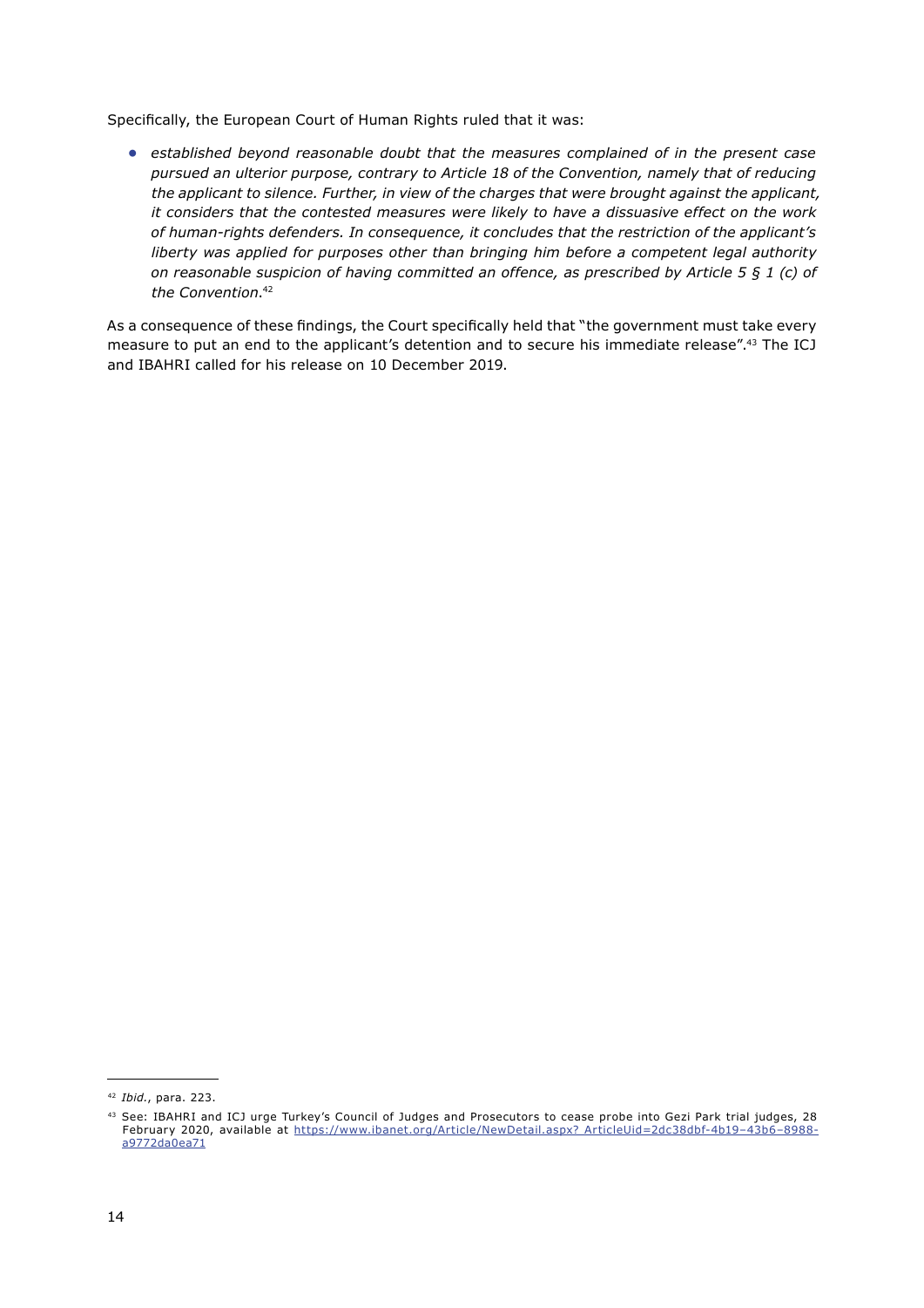Specifically, the European Court of Human Rights ruled that it was:

- *established beyond reasonable doubt that the measures complained of in the present case pursued an ulterior purpose, contrary to Article 18 of the Convention, namely that of reducing the applicant to silence. Further, in view of the charges that were brought against the applicant, it considers that the contested measures were likely to have a dissuasive effect on the work of human-rights defenders. In consequence, it concludes that the restriction of the applicant's liberty was applied for purposes other than bringing him before a competent legal authority on reasonable suspicion of having committed an offence, as prescribed by Article 5 § 1 (c) of the Convention*.[42]

As a consequence of these findings, the Court specifically held that "the government must take every measure to put an end to the applicant's detention and to secure his immediate release".[43] The ICJ and IBAHRI called for his release on 10 December 2019.

---

[42] *Ibid.*, para. 223.

[43] See: IBAHRI and ICJ urge Turkey's Council of Judges and Prosecutors to cease probe into Gezi Park trial judges, 28 February 2020, available at https://www.ibanet.org/Article/NewDetail.aspx? ArticleUid=2dc38dbf-4b19–43b6–8988-a9772da0ea71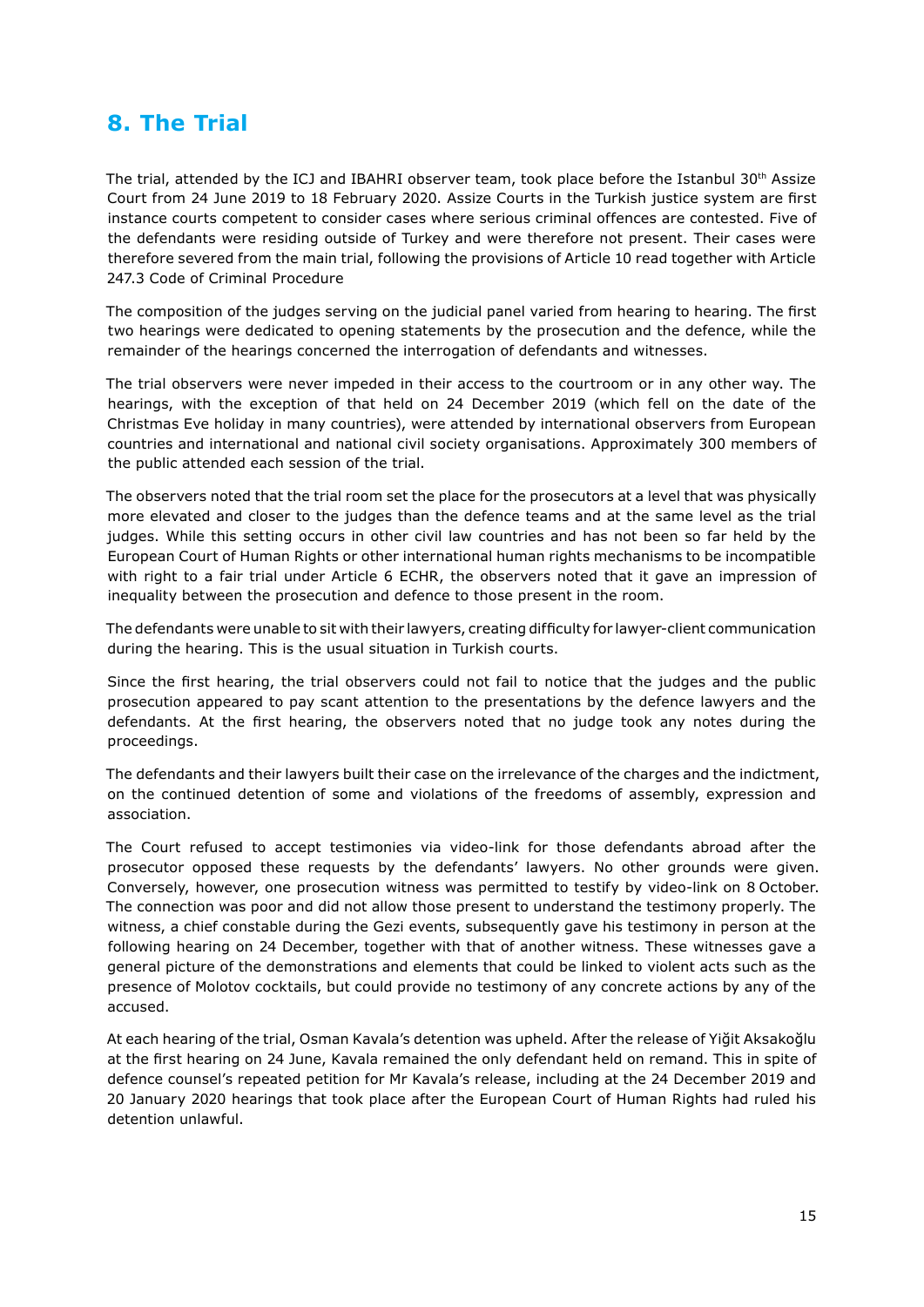## 8. The Trial

The trial, attended by the ICJ and IBAHRI observer team, took place before the Istanbul 30th Assize Court from 24 June 2019 to 18 February 2020. Assize Courts in the Turkish justice system are first instance courts competent to consider cases where serious criminal offences are contested. Five of the defendants were residing outside of Turkey and were therefore not present. Their cases were therefore severed from the main trial, following the provisions of Article 10 read together with Article 247.3 Code of Criminal Procedure

The composition of the judges serving on the judicial panel varied from hearing to hearing. The first two hearings were dedicated to opening statements by the prosecution and the defence, while the remainder of the hearings concerned the interrogation of defendants and witnesses.

The trial observers were never impeded in their access to the courtroom or in any other way. The hearings, with the exception of that held on 24 December 2019 (which fell on the date of the Christmas Eve holiday in many countries), were attended by international observers from European countries and international and national civil society organisations. Approximately 300 members of the public attended each session of the trial.

The observers noted that the trial room set the place for the prosecutors at a level that was physically more elevated and closer to the judges than the defence teams and at the same level as the trial judges. While this setting occurs in other civil law countries and has not been so far held by the European Court of Human Rights or other international human rights mechanisms to be incompatible with right to a fair trial under Article 6 ECHR, the observers noted that it gave an impression of inequality between the prosecution and defence to those present in the room.

The defendants were unable to sit with their lawyers, creating difficulty for lawyer-client communication during the hearing. This is the usual situation in Turkish courts.

Since the first hearing, the trial observers could not fail to notice that the judges and the public prosecution appeared to pay scant attention to the presentations by the defence lawyers and the defendants. At the first hearing, the observers noted that no judge took any notes during the proceedings.

The defendants and their lawyers built their case on the irrelevance of the charges and the indictment, on the continued detention of some and violations of the freedoms of assembly, expression and association.

The Court refused to accept testimonies via video-link for those defendants abroad after the prosecutor opposed these requests by the defendants' lawyers. No other grounds were given. Conversely, however, one prosecution witness was permitted to testify by video-link on 8 October. The connection was poor and did not allow those present to understand the testimony properly. The witness, a chief constable during the Gezi events, subsequently gave his testimony in person at the following hearing on 24 December, together with that of another witness. These witnesses gave a general picture of the demonstrations and elements that could be linked to violent acts such as the presence of Molotov cocktails, but could provide no testimony of any concrete actions by any of the accused.

At each hearing of the trial, Osman Kavala's detention was upheld. After the release of Yiğit Aksakoğlu at the first hearing on 24 June, Kavala remained the only defendant held on remand. This in spite of defence counsel's repeated petition for Mr Kavala's release, including at the 24 December 2019 and 20 January 2020 hearings that took place after the European Court of Human Rights had ruled his detention unlawful.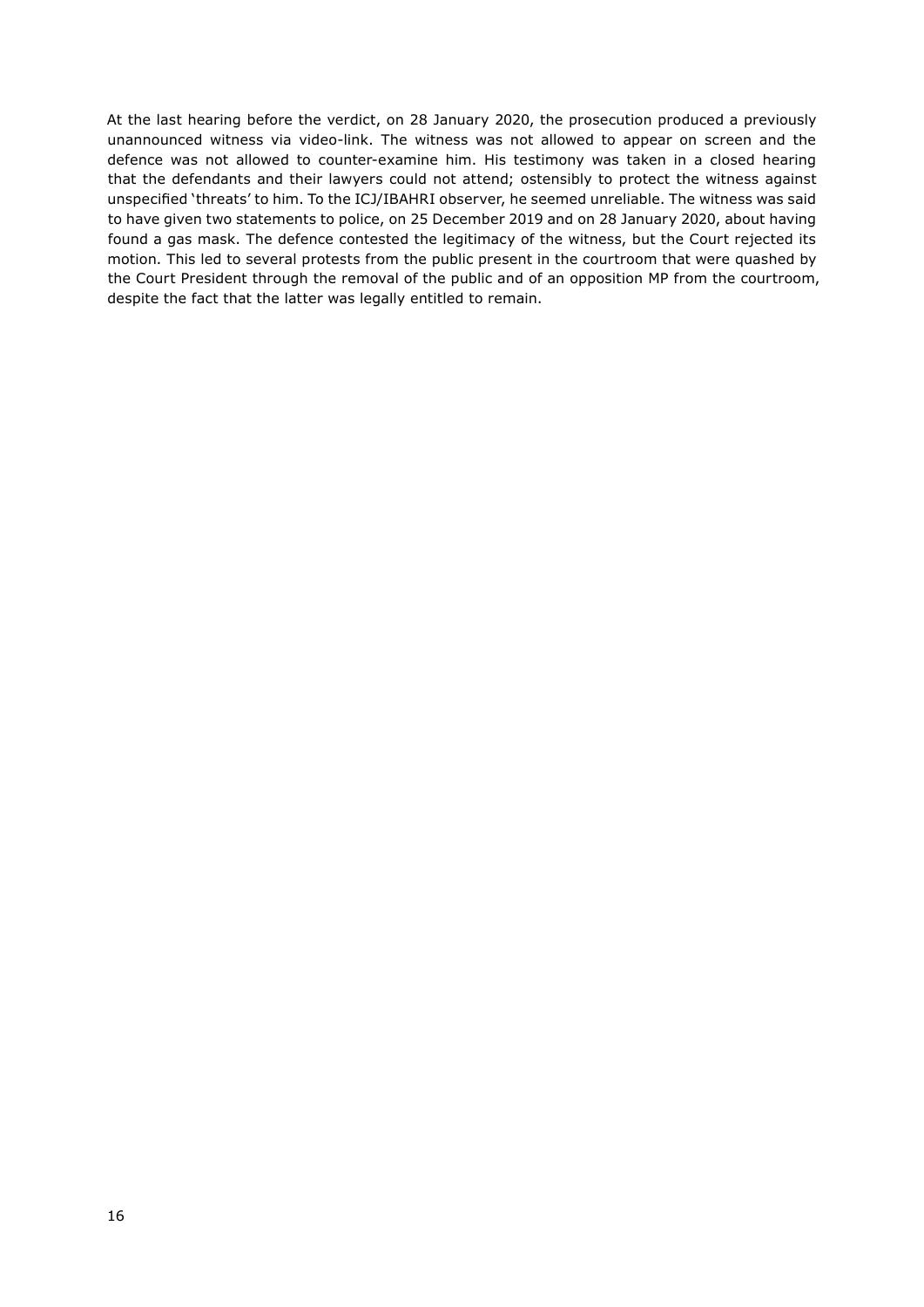At the last hearing before the verdict, on 28 January 2020, the prosecution produced a previously unannounced witness via video-link. The witness was not allowed to appear on screen and the defence was not allowed to counter-examine him. His testimony was taken in a closed hearing that the defendants and their lawyers could not attend; ostensibly to protect the witness against unspecified 'threats' to him. To the ICJ/IBAHRI observer, he seemed unreliable. The witness was said to have given two statements to police, on 25 December 2019 and on 28 January 2020, about having found a gas mask. The defence contested the legitimacy of the witness, but the Court rejected its motion. This led to several protests from the public present in the courtroom that were quashed by the Court President through the removal of the public and of an opposition MP from the courtroom, despite the fact that the latter was legally entitled to remain.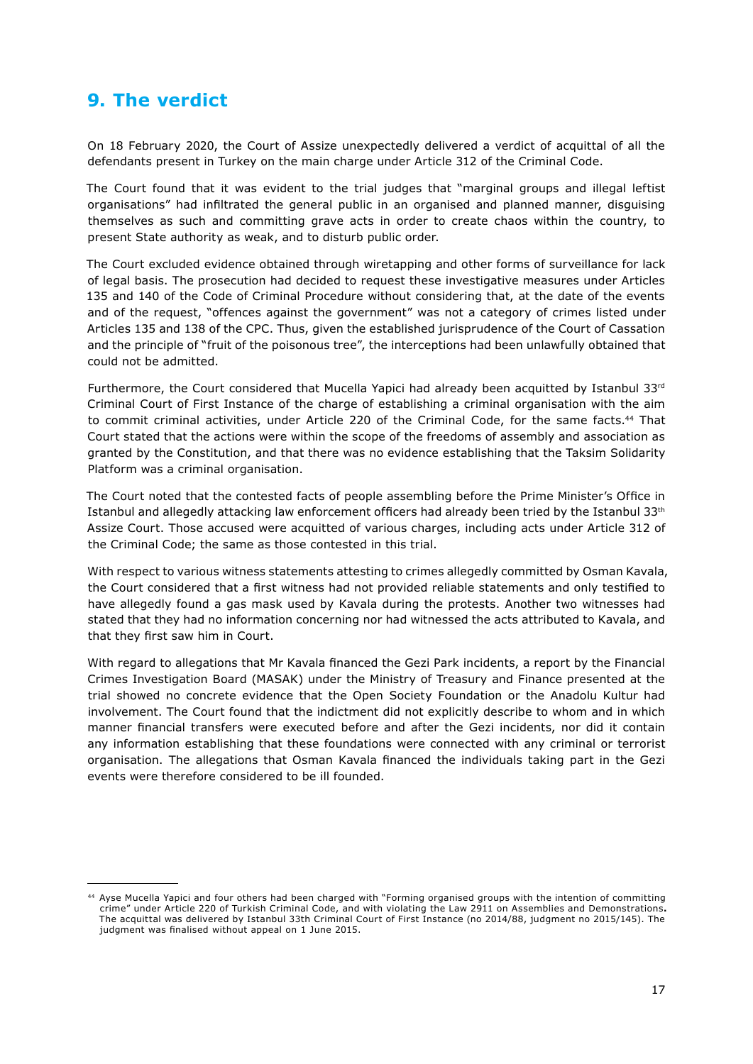## 9. The verdict

On 18 February 2020, the Court of Assize unexpectedly delivered a verdict of acquittal of all the defendants present in Turkey on the main charge under Article 312 of the Criminal Code.

The Court found that it was evident to the trial judges that "marginal groups and illegal leftist organisations" had infiltrated the general public in an organised and planned manner, disguising themselves as such and committing grave acts in order to create chaos within the country, to present State authority as weak, and to disturb public order.

The Court excluded evidence obtained through wiretapping and other forms of surveillance for lack of legal basis. The prosecution had decided to request these investigative measures under Articles 135 and 140 of the Code of Criminal Procedure without considering that, at the date of the events and of the request, "offences against the government" was not a category of crimes listed under Articles 135 and 138 of the CPC. Thus, given the established jurisprudence of the Court of Cassation and the principle of "fruit of the poisonous tree", the interceptions had been unlawfully obtained that could not be admitted.

Furthermore, the Court considered that Mucella Yapici had already been acquitted by Istanbul 33rd Criminal Court of First Instance of the charge of establishing a criminal organisation with the aim to commit criminal activities, under Article 220 of the Criminal Code, for the same facts.[44] That Court stated that the actions were within the scope of the freedoms of assembly and association as granted by the Constitution, and that there was no evidence establishing that the Taksim Solidarity Platform was a criminal organisation.

The Court noted that the contested facts of people assembling before the Prime Minister's Office in Istanbul and allegedly attacking law enforcement officers had already been tried by the Istanbul 33th Assize Court. Those accused were acquitted of various charges, including acts under Article 312 of the Criminal Code; the same as those contested in this trial.

With respect to various witness statements attesting to crimes allegedly committed by Osman Kavala, the Court considered that a first witness had not provided reliable statements and only testified to have allegedly found a gas mask used by Kavala during the protests. Another two witnesses had stated that they had no information concerning nor had witnessed the acts attributed to Kavala, and that they first saw him in Court.

With regard to allegations that Mr Kavala financed the Gezi Park incidents, a report by the Financial Crimes Investigation Board (MASAK) under the Ministry of Treasury and Finance presented at the trial showed no concrete evidence that the Open Society Foundation or the Anadolu Kultur had involvement. The Court found that the indictment did not explicitly describe to whom and in which manner financial transfers were executed before and after the Gezi incidents, nor did it contain any information establishing that these foundations were connected with any criminal or terrorist organisation. The allegations that Osman Kavala financed the individuals taking part in the Gezi events were therefore considered to be ill founded.

---

[44] Ayse Mucella Yapici and four others had been charged with "Forming organised groups with the intention of committing crime" under Article 220 of Turkish Criminal Code, and with violating the Law 2911 on Assemblies and Demonstrations**.** The acquittal was delivered by Istanbul 33th Criminal Court of First Instance (no 2014/88, judgment no 2015/145). The judgment was finalised without appeal on 1 June 2015.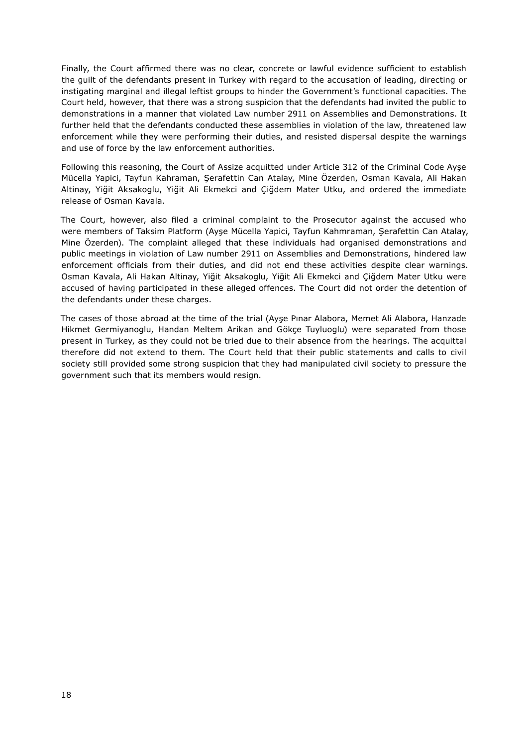Finally, the Court affirmed there was no clear, concrete or lawful evidence sufficient to establish the guilt of the defendants present in Turkey with regard to the accusation of leading, directing or instigating marginal and illegal leftist groups to hinder the Government's functional capacities. The Court held, however, that there was a strong suspicion that the defendants had invited the public to demonstrations in a manner that violated Law number 2911 on Assemblies and Demonstrations. It further held that the defendants conducted these assemblies in violation of the law, threatened law enforcement while they were performing their duties, and resisted dispersal despite the warnings and use of force by the law enforcement authorities.

Following this reasoning, the Court of Assize acquitted under Article 312 of the Criminal Code Ayşe Mücella Yapici, Tayfun Kahraman, Şerafettin Can Atalay, Mine Özerden, Osman Kavala, Ali Hakan Altinay, Yiğit Aksakoglu, Yiğit Ali Ekmekci and Çiğdem Mater Utku, and ordered the immediate release of Osman Kavala.

The Court, however, also filed a criminal complaint to the Prosecutor against the accused who were members of Taksim Platform (Ayşe Mücella Yapici, Tayfun Kahmraman, Şerafettin Can Atalay, Mine Özerden). The complaint alleged that these individuals had organised demonstrations and public meetings in violation of Law number 2911 on Assemblies and Demonstrations, hindered law enforcement officials from their duties, and did not end these activities despite clear warnings. Osman Kavala, Ali Hakan Altinay, Yiğit Aksakoglu, Yiğit Ali Ekmekci and Çiğdem Mater Utku were accused of having participated in these alleged offences. The Court did not order the detention of the defendants under these charges.

The cases of those abroad at the time of the trial (Ayşe Pınar Alabora, Memet Ali Alabora, Hanzade Hikmet Germiyanoglu, Handan Meltem Arikan and Gökçe Tuyluoglu) were separated from those present in Turkey, as they could not be tried due to their absence from the hearings. The acquittal therefore did not extend to them. The Court held that their public statements and calls to civil society still provided some strong suspicion that they had manipulated civil society to pressure the government such that its members would resign.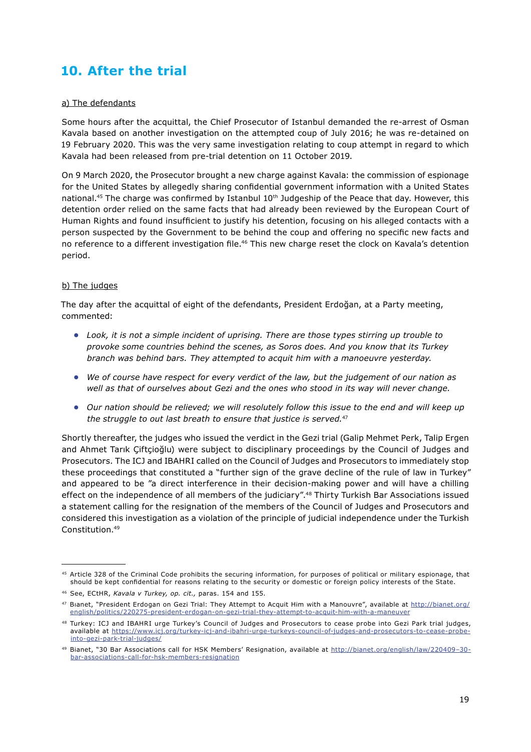## 10. After the trial

### a) The defendants

Some hours after the acquittal, the Chief Prosecutor of Istanbul demanded the re-arrest of Osman Kavala based on another investigation on the attempted coup of July 2016; he was re-detained on 19 February 2020. This was the very same investigation relating to coup attempt in regard to which Kavala had been released from pre-trial detention on 11 October 2019.

On 9 March 2020, the Prosecutor brought a new charge against Kavala: the commission of espionage for the United States by allegedly sharing confidential government information with a United States national.[45] The charge was confirmed by Istanbul 10th Judgeship of the Peace that day. However, this detention order relied on the same facts that had already been reviewed by the European Court of Human Rights and found insufficient to justify his detention, focusing on his alleged contacts with a person suspected by the Government to be behind the coup and offering no specific new facts and no reference to a different investigation file.[46] This new charge reset the clock on Kavala's detention period.

### b) The judges

The day after the acquittal of eight of the defendants, President Erdoğan, at a Party meeting, commented:

- *Look, it is not a simple incident of uprising. There are those types stirring up trouble to provoke some countries behind the scenes, as Soros does. And you know that its Turkey branch was behind bars. They attempted to acquit him with a manoeuvre yesterday.*
- *We of course have respect for every verdict of the law, but the judgement of our nation as well as that of ourselves about Gezi and the ones who stood in its way will never change.*
- *Our nation should be relieved; we will resolutely follow this issue to the end and will keep up the struggle to out last breath to ensure that justice is served.*[47]

Shortly thereafter, the judges who issued the verdict in the Gezi trial (Galip Mehmet Perk, Talip Ergen and Ahmet Tarık Çiftçioğlu) were subject to disciplinary proceedings by the Council of Judges and Prosecutors. The ICJ and IBAHRI called on the Council of Judges and Prosecutors to immediately stop these proceedings that constituted a "further sign of the grave decline of the rule of law in Turkey" and appeared to be "a direct interference in their decision-making power and will have a chilling effect on the independence of all members of the judiciary".[48] Thirty Turkish Bar Associations issued a statement calling for the resignation of the members of the Council of Judges and Prosecutors and considered this investigation as a violation of the principle of judicial independence under the Turkish Constitution.[49]

---

[45] Article 328 of the Criminal Code prohibits the securing information, for purposes of political or military espionage, that should be kept confidential for reasons relating to the security or domestic or foreign policy interests of the State.

[46] See, ECtHR, *Kavala v Turkey, op. cit.,* paras. 154 and 155.

[47] Bıanet, "President Erdogan on Gezi Trial: They Attempt to Acquit Him with a Manouvre", available at http://bianet.org/english/politics/220275-president-erdogan-on-gezi-trial-they-attempt-to-acquit-him-with-a-maneuver

[48] Turkey: ICJ and IBAHRI urge Turkey's Council of Judges and Prosecutors to cease probe into Gezi Park trial judges, available at https://www.icj.org/turkey-icj-and-ibahri-urge-turkeys-council-of-judges-and-prosecutors-to-cease-probe-into-gezi-park-trial-judges/

[49] Bianet, "30 Bar Associations call for HSK Members' Resignation, available at http://bianet.org/english/law/220409–30-bar-associations-call-for-hsk-members-resignation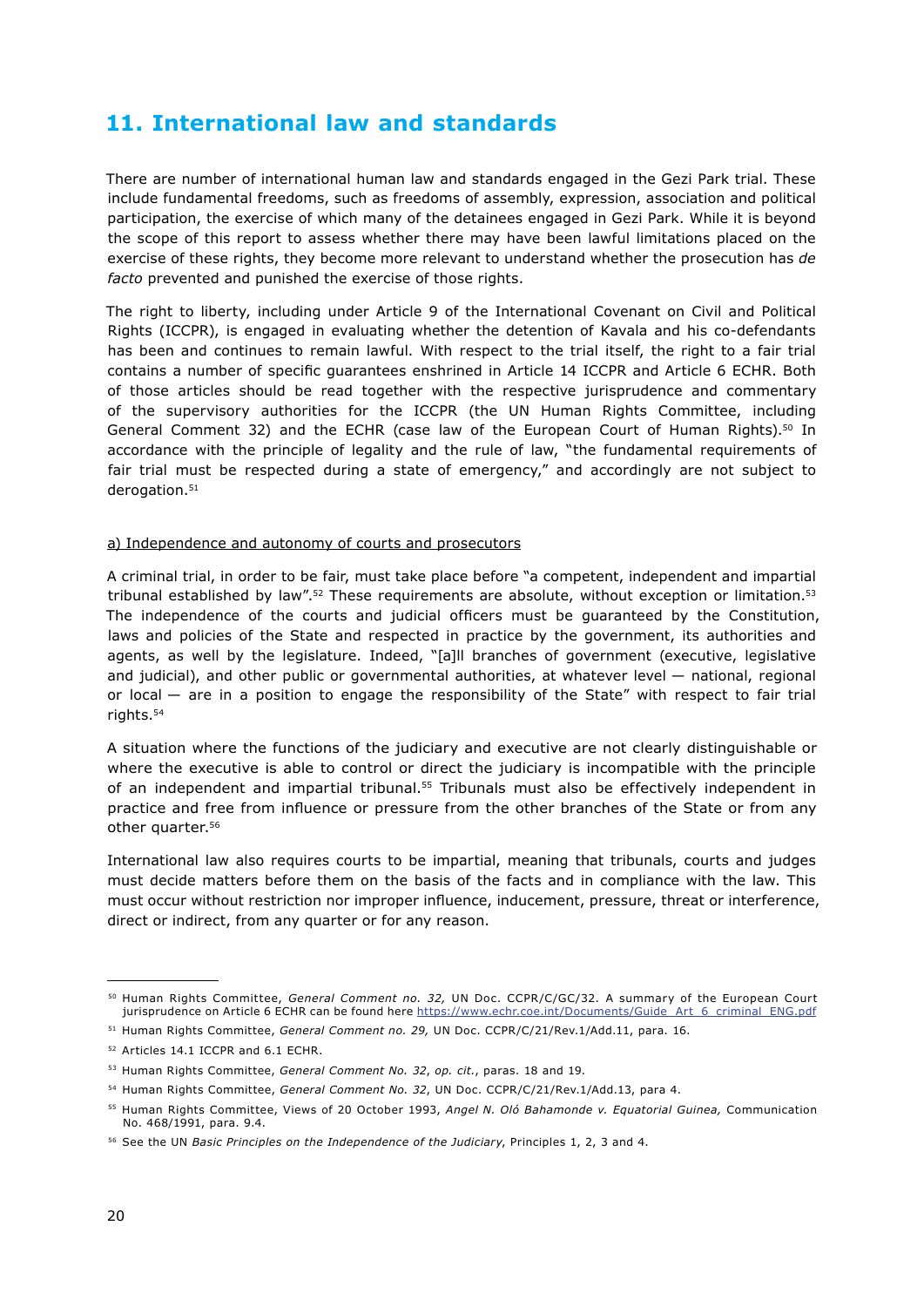## 11. International law and standards

There are number of international human law and standards engaged in the Gezi Park trial. These include fundamental freedoms, such as freedoms of assembly, expression, association and political participation, the exercise of which many of the detainees engaged in Gezi Park. While it is beyond the scope of this report to assess whether there may have been lawful limitations placed on the exercise of these rights, they become more relevant to understand whether the prosecution has *de facto* prevented and punished the exercise of those rights.

The right to liberty, including under Article 9 of the International Covenant on Civil and Political Rights (ICCPR), is engaged in evaluating whether the detention of Kavala and his co-defendants has been and continues to remain lawful. With respect to the trial itself, the right to a fair trial contains a number of specific guarantees enshrined in Article 14 ICCPR and Article 6 ECHR. Both of those articles should be read together with the respective jurisprudence and commentary of the supervisory authorities for the ICCPR (the UN Human Rights Committee, including General Comment 32) and the ECHR (case law of the European Court of Human Rights).[50] In accordance with the principle of legality and the rule of law, "the fundamental requirements of fair trial must be respected during a state of emergency," and accordingly are not subject to derogation.[51]

a) Independence and autonomy of courts and prosecutors

A criminal trial, in order to be fair, must take place before "a competent, independent and impartial tribunal established by law".[52] These requirements are absolute, without exception or limitation.[53] The independence of the courts and judicial officers must be guaranteed by the Constitution, laws and policies of the State and respected in practice by the government, its authorities and agents, as well by the legislature. Indeed, "[a]ll branches of government (executive, legislative and judicial), and other public or governmental authorities, at whatever level — national, regional or local — are in a position to engage the responsibility of the State" with respect to fair trial rights.[54]

A situation where the functions of the judiciary and executive are not clearly distinguishable or where the executive is able to control or direct the judiciary is incompatible with the principle of an independent and impartial tribunal.[55] Tribunals must also be effectively independent in practice and free from influence or pressure from the other branches of the State or from any other quarter.[56]

International law also requires courts to be impartial, meaning that tribunals, courts and judges must decide matters before them on the basis of the facts and in compliance with the law. This must occur without restriction nor improper influence, inducement, pressure, threat or interference, direct or indirect, from any quarter or for any reason.

---

[50] Human Rights Committee, *General Comment no. 32,* UN Doc. CCPR/C/GC/32. A summary of the European Court jurisprudence on Article 6 ECHR can be found here https://www.echr.coe.int/Documents/Guide_Art_6_criminal_ENG.pdf

[51] Human Rights Committee, *General Comment no. 29,* UN Doc. CCPR/C/21/Rev.1/Add.11, para. 16.

[52] Articles 14.1 ICCPR and 6.1 ECHR.

[53] Human Rights Committee, *General Comment No. 32*, *op. cit.*, paras. 18 and 19.

[54] Human Rights Committee, *General Comment No. 32*, UN Doc. CCPR/C/21/Rev.1/Add.13, para 4.

[55] Human Rights Committee, Views of 20 October 1993, *Angel N. Oló Bahamonde v. Equatorial Guinea,* Communication No. 468/1991, para. 9.4.

[56] See the UN *Basic Principles on the Independence of the Judiciary*, Principles 1, 2, 3 and 4.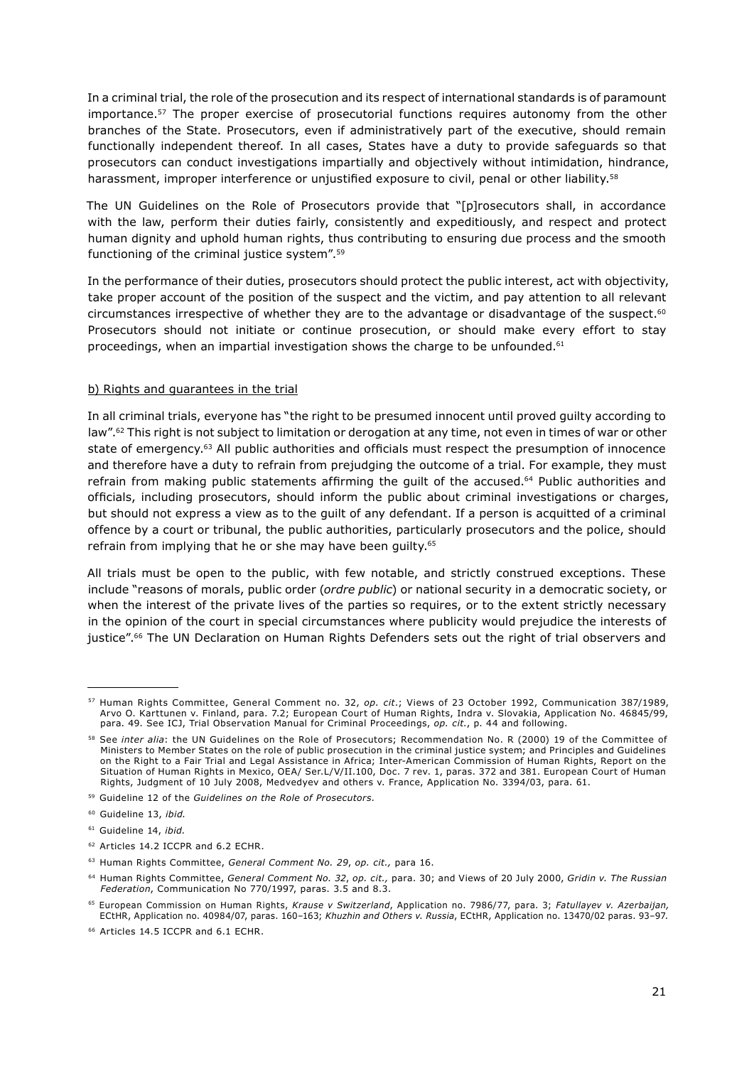In a criminal trial, the role of the prosecution and its respect of international standards is of paramount importance.[57] The proper exercise of prosecutorial functions requires autonomy from the other branches of the State. Prosecutors, even if administratively part of the executive, should remain functionally independent thereof. In all cases, States have a duty to provide safeguards so that prosecutors can conduct investigations impartially and objectively without intimidation, hindrance, harassment, improper interference or unjustified exposure to civil, penal or other liability.[58]

The UN Guidelines on the Role of Prosecutors provide that "[p]rosecutors shall, in accordance with the law, perform their duties fairly, consistently and expeditiously, and respect and protect human dignity and uphold human rights, thus contributing to ensuring due process and the smooth functioning of the criminal justice system".[59]

In the performance of their duties, prosecutors should protect the public interest, act with objectivity, take proper account of the position of the suspect and the victim, and pay attention to all relevant circumstances irrespective of whether they are to the advantage or disadvantage of the suspect.[60] Prosecutors should not initiate or continue prosecution, or should make every effort to stay proceedings, when an impartial investigation shows the charge to be unfounded.[61]

b) Rights and guarantees in the trial

In all criminal trials, everyone has "the right to be presumed innocent until proved guilty according to law".[62] This right is not subject to limitation or derogation at any time, not even in times of war or other state of emergency.[63] All public authorities and officials must respect the presumption of innocence and therefore have a duty to refrain from prejudging the outcome of a trial. For example, they must refrain from making public statements affirming the guilt of the accused.[64] Public authorities and officials, including prosecutors, should inform the public about criminal investigations or charges, but should not express a view as to the guilt of any defendant. If a person is acquitted of a criminal offence by a court or tribunal, the public authorities, particularly prosecutors and the police, should refrain from implying that he or she may have been guilty.[65]

All trials must be open to the public, with few notable, and strictly construed exceptions. These include "reasons of morals, public order (*ordre public*) or national security in a democratic society, or when the interest of the private lives of the parties so requires, or to the extent strictly necessary in the opinion of the court in special circumstances where publicity would prejudice the interests of justice".[66] The UN Declaration on Human Rights Defenders sets out the right of trial observers and

---

[57] Human Rights Committee, General Comment no. 32, *op. cit*.; Views of 23 October 1992, Communication 387/1989, Arvo O. Karttunen v. Finland, para. 7.2; European Court of Human Rights, Indra v. Slovakia, Application No. 46845/99, para. 49. See ICJ, Trial Observation Manual for Criminal Proceedings, *op. cit.*, p. 44 and following.

[58] See *inter alia*: the UN Guidelines on the Role of Prosecutors; Recommendation No. R (2000) 19 of the Committee of Ministers to Member States on the role of public prosecution in the criminal justice system; and Principles and Guidelines on the Right to a Fair Trial and Legal Assistance in Africa; Inter-American Commission of Human Rights, Report on the Situation of Human Rights in Mexico, OEA/ Ser.L/V/II.100, Doc. 7 rev. 1, paras. 372 and 381. European Court of Human Rights, Judgment of 10 July 2008, Medvedyev and others v. France, Application No. 3394/03, para. 61.

[59] Guideline 12 of the *Guidelines on the Role of Prosecutors.*

[60] Guideline 13, *ibid.*

[61] Guideline 14, *ibid.*

[62] Articles 14.2 ICCPR and 6.2 ECHR.

[63] Human Rights Committee, *General Comment No. 29*, *op. cit.,* para 16.

[64] Human Rights Committee, *General Comment No. 32*, *op. cit.,* para. 30; and Views of 20 July 2000, *Gridin v. The Russian Federation*, Communication No 770/1997, paras. 3.5 and 8.3.

[65] European Commission on Human Rights, *Krause v Switzerland*, Application no. 7986/77, para. 3; *Fatullayev v. Azerbaijan,* ECtHR, Application no. 40984/07, paras. 160–163; *Khuzhin and Others v. Russia*, ECtHR, Application no. 13470/02 paras. 93–97.

[66] Articles 14.5 ICCPR and 6.1 ECHR.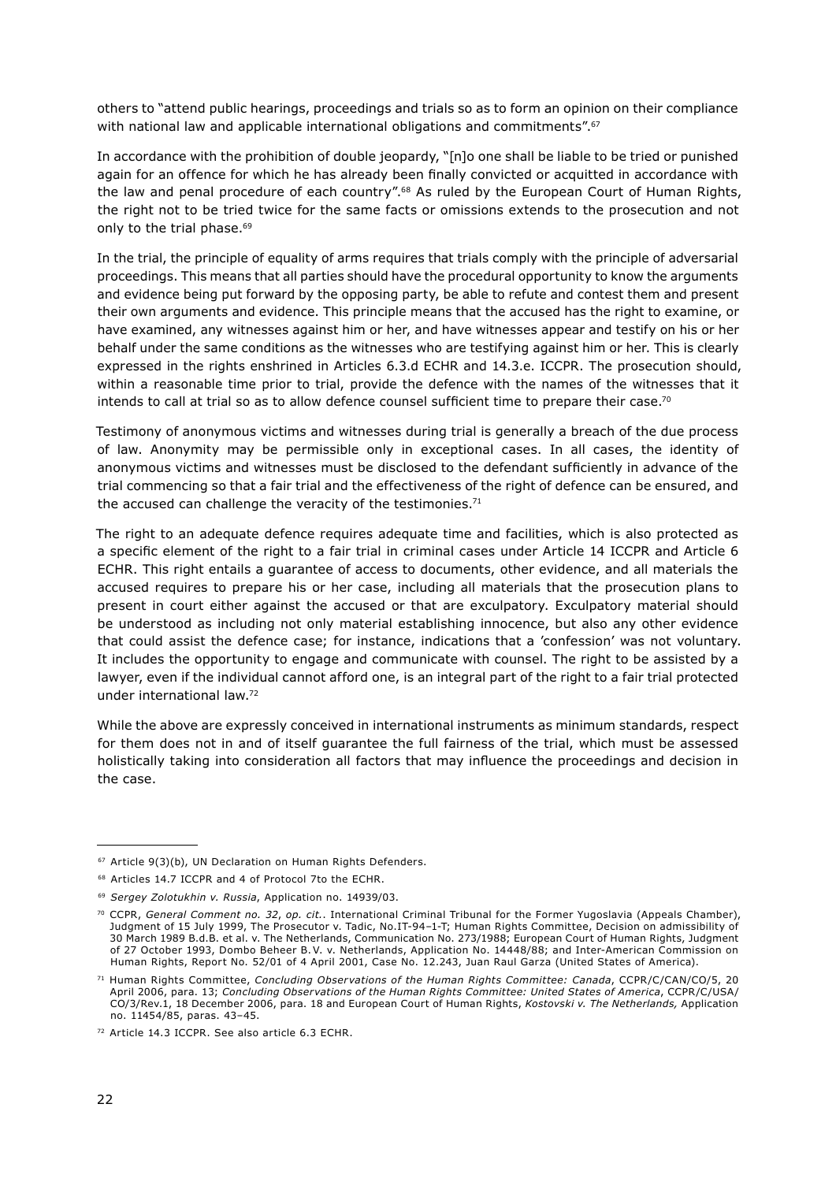others to "attend public hearings, proceedings and trials so as to form an opinion on their compliance with national law and applicable international obligations and commitments".[67]

In accordance with the prohibition of double jeopardy, "[n]o one shall be liable to be tried or punished again for an offence for which he has already been finally convicted or acquitted in accordance with the law and penal procedure of each country".[68] As ruled by the European Court of Human Rights, the right not to be tried twice for the same facts or omissions extends to the prosecution and not only to the trial phase.[69]

In the trial, the principle of equality of arms requires that trials comply with the principle of adversarial proceedings. This means that all parties should have the procedural opportunity to know the arguments and evidence being put forward by the opposing party, be able to refute and contest them and present their own arguments and evidence. This principle means that the accused has the right to examine, or have examined, any witnesses against him or her, and have witnesses appear and testify on his or her behalf under the same conditions as the witnesses who are testifying against him or her. This is clearly expressed in the rights enshrined in Articles 6.3.d ECHR and 14.3.e. ICCPR. The prosecution should, within a reasonable time prior to trial, provide the defence with the names of the witnesses that it intends to call at trial so as to allow defence counsel sufficient time to prepare their case.[70]

Testimony of anonymous victims and witnesses during trial is generally a breach of the due process of law. Anonymity may be permissible only in exceptional cases. In all cases, the identity of anonymous victims and witnesses must be disclosed to the defendant sufficiently in advance of the trial commencing so that a fair trial and the effectiveness of the right of defence can be ensured, and the accused can challenge the veracity of the testimonies.[71]

The right to an adequate defence requires adequate time and facilities, which is also protected as a specific element of the right to a fair trial in criminal cases under Article 14 ICCPR and Article 6 ECHR. This right entails a guarantee of access to documents, other evidence, and all materials the accused requires to prepare his or her case, including all materials that the prosecution plans to present in court either against the accused or that are exculpatory. Exculpatory material should be understood as including not only material establishing innocence, but also any other evidence that could assist the defence case; for instance, indications that a 'confession' was not voluntary. It includes the opportunity to engage and communicate with counsel. The right to be assisted by a lawyer, even if the individual cannot afford one, is an integral part of the right to a fair trial protected under international law.[72]

While the above are expressly conceived in international instruments as minimum standards, respect for them does not in and of itself guarantee the full fairness of the trial, which must be assessed holistically taking into consideration all factors that may influence the proceedings and decision in the case.

---

[67] Article 9(3)(b), UN Declaration on Human Rights Defenders.

[68] Articles 14.7 ICCPR and 4 of Protocol 7to the ECHR.

[69] *Sergey Zolotukhin v. Russia*, Application no. 14939/03.

[70] CCPR, *General Comment no. 32*, *op. cit.*. International Criminal Tribunal for the Former Yugoslavia (Appeals Chamber), Judgment of 15 July 1999, The Prosecutor v. Tadic, No.IT-94–1-T; Human Rights Committee, Decision on admissibility of 30 March 1989 B.d.B. et al. v. The Netherlands, Communication No. 273/1988; European Court of Human Rights, Judgment of 27 October 1993, Dombo Beheer B.V. v. Netherlands, Application No. 14448/88; and Inter-American Commission on Human Rights, Report No. 52/01 of 4 April 2001, Case No. 12.243, Juan Raul Garza (United States of America).

[71] Human Rights Committee, *Concluding Observations of the Human Rights Committee: Canada*, CCPR/C/CAN/CO/5, 20 April 2006, para. 13; *Concluding Observations of the Human Rights Committee: United States of America*, CCPR/C/USA/CO/3/Rev.1, 18 December 2006, para. 18 and European Court of Human Rights, *Kostovski v. The Netherlands,* Application no. 11454/85, paras. 43–45.

[72] Article 14.3 ICCPR. See also article 6.3 ECHR.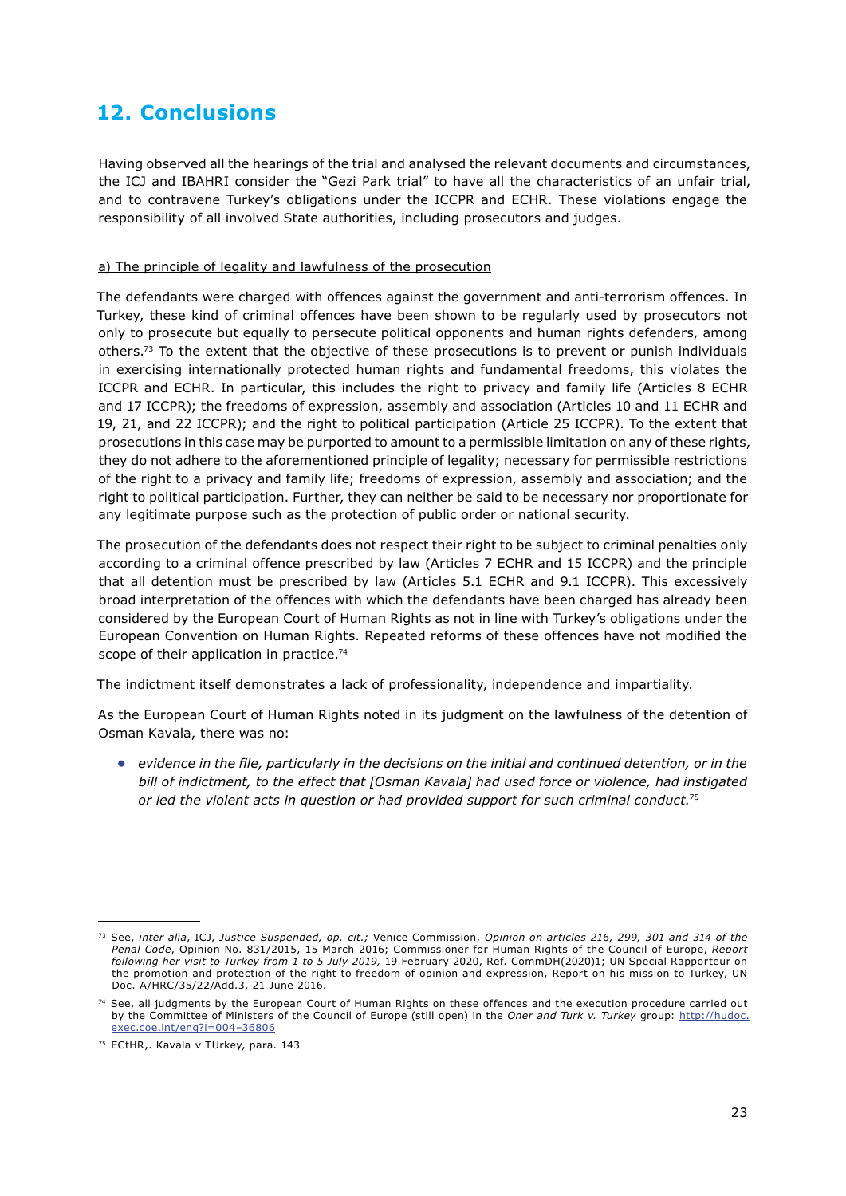## 12. Conclusions

Having observed all the hearings of the trial and analysed the relevant documents and circumstances, the ICJ and IBAHRI consider the "Gezi Park trial" to have all the characteristics of an unfair trial, and to contravene Turkey's obligations under the ICCPR and ECHR. These violations engage the responsibility of all involved State authorities, including prosecutors and judges.

a) The principle of legality and lawfulness of the prosecution

The defendants were charged with offences against the government and anti-terrorism offences. In Turkey, these kind of criminal offences have been shown to be regularly used by prosecutors not only to prosecute but equally to persecute political opponents and human rights defenders, among others.[73] To the extent that the objective of these prosecutions is to prevent or punish individuals in exercising internationally protected human rights and fundamental freedoms, this violates the ICCPR and ECHR. In particular, this includes the right to privacy and family life (Articles 8 ECHR and 17 ICCPR); the freedoms of expression, assembly and association (Articles 10 and 11 ECHR and 19, 21, and 22 ICCPR); and the right to political participation (Article 25 ICCPR). To the extent that prosecutions in this case may be purported to amount to a permissible limitation on any of these rights, they do not adhere to the aforementioned principle of legality; necessary for permissible restrictions of the right to a privacy and family life; freedoms of expression, assembly and association; and the right to political participation. Further, they can neither be said to be necessary nor proportionate for any legitimate purpose such as the protection of public order or national security.

The prosecution of the defendants does not respect their right to be subject to criminal penalties only according to a criminal offence prescribed by law (Articles 7 ECHR and 15 ICCPR) and the principle that all detention must be prescribed by law (Articles 5.1 ECHR and 9.1 ICCPR). This excessively broad interpretation of the offences with which the defendants have been charged has already been considered by the European Court of Human Rights as not in line with Turkey's obligations under the European Convention on Human Rights. Repeated reforms of these offences have not modified the scope of their application in practice.[74]

The indictment itself demonstrates a lack of professionality, independence and impartiality.

As the European Court of Human Rights noted in its judgment on the lawfulness of the detention of Osman Kavala, there was no:

- *evidence in the file, particularly in the decisions on the initial and continued detention, or in the bill of indictment, to the effect that [Osman Kavala] had used force or violence, had instigated or led the violent acts in question or had provided support for such criminal conduct.*[75]

---

[73] See, *inter alia*, ICJ, *Justice Suspended, op. cit.;* Venice Commission, *Opinion on articles 216, 299, 301 and 314 of the Penal Code*, Opinion No. 831/2015, 15 March 2016; Commissioner for Human Rights of the Council of Europe, *Report following her visit to Turkey from 1 to 5 July 2019,* 19 February 2020, Ref. CommDH(2020)1; UN Special Rapporteur on the promotion and protection of the right to freedom of opinion and expression, Report on his mission to Turkey, UN Doc. A/HRC/35/22/Add.3, 21 June 2016.

[74] See, all judgments by the European Court of Human Rights on these offences and the execution procedure carried out by the Committee of Ministers of the Council of Europe (still open) in the *Oner and Turk v. Turkey* group: http://hudoc.exec.coe.int/eng?i=004–36806

[75] ECtHR,. Kavala v TUrkey, para. 143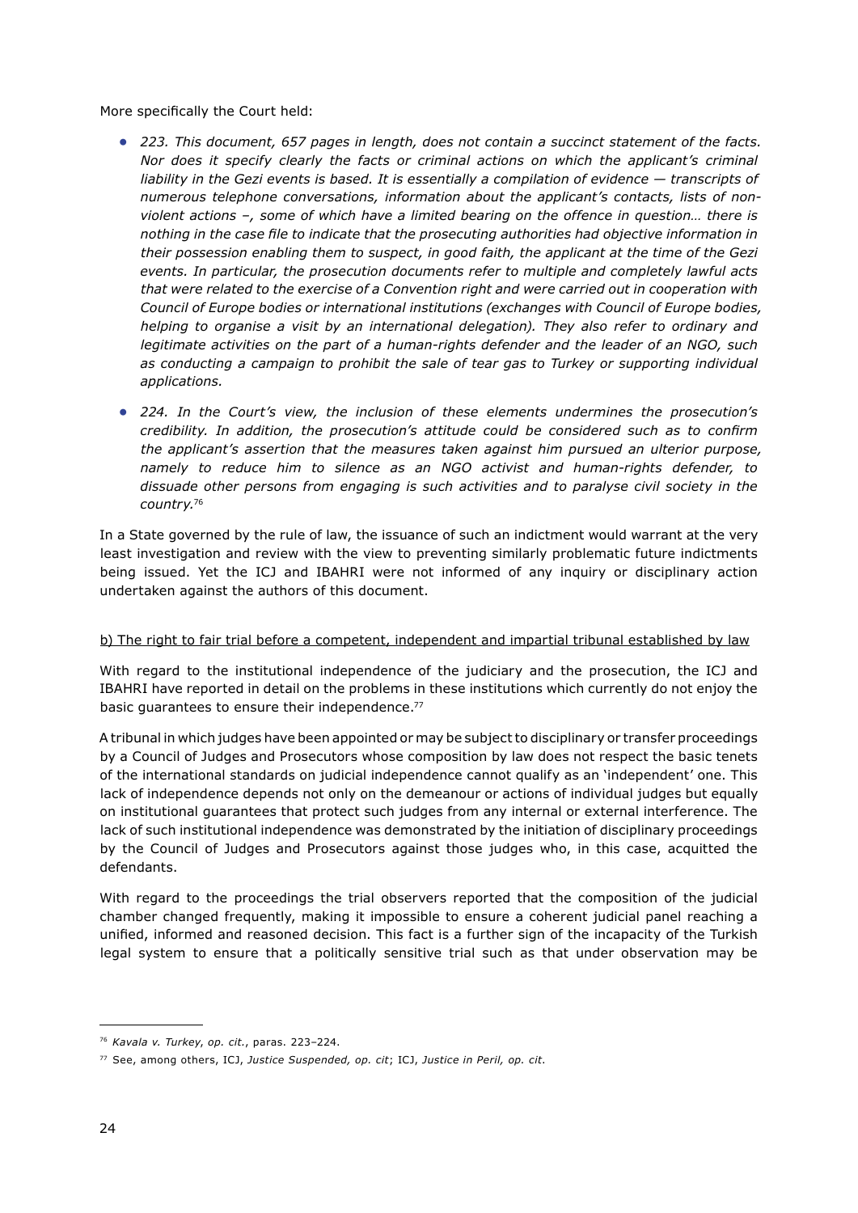More specifically the Court held:

- *223. This document, 657 pages in length, does not contain a succinct statement of the facts. Nor does it specify clearly the facts or criminal actions on which the applicant's criminal liability in the Gezi events is based. It is essentially a compilation of evidence — transcripts of numerous telephone conversations, information about the applicant's contacts, lists of non-violent actions –, some of which have a limited bearing on the offence in question… there is nothing in the case file to indicate that the prosecuting authorities had objective information in their possession enabling them to suspect, in good faith, the applicant at the time of the Gezi events. In particular, the prosecution documents refer to multiple and completely lawful acts that were related to the exercise of a Convention right and were carried out in cooperation with Council of Europe bodies or international institutions (exchanges with Council of Europe bodies, helping to organise a visit by an international delegation). They also refer to ordinary and legitimate activities on the part of a human-rights defender and the leader of an NGO, such as conducting a campaign to prohibit the sale of tear gas to Turkey or supporting individual applications.*

- *224. In the Court's view, the inclusion of these elements undermines the prosecution's credibility. In addition, the prosecution's attitude could be considered such as to confirm the applicant's assertion that the measures taken against him pursued an ulterior purpose, namely to reduce him to silence as an NGO activist and human-rights defender, to dissuade other persons from engaging is such activities and to paralyse civil society in the country.*[76]

In a State governed by the rule of law, the issuance of such an indictment would warrant at the very least investigation and review with the view to preventing similarly problematic future indictments being issued. Yet the ICJ and IBAHRI were not informed of any inquiry or disciplinary action undertaken against the authors of this document.

<u>b) The right to fair trial before a competent, independent and impartial tribunal established by law</u>

With regard to the institutional independence of the judiciary and the prosecution, the ICJ and IBAHRI have reported in detail on the problems in these institutions which currently do not enjoy the basic guarantees to ensure their independence.[77]

A tribunal in which judges have been appointed or may be subject to disciplinary or transfer proceedings by a Council of Judges and Prosecutors whose composition by law does not respect the basic tenets of the international standards on judicial independence cannot qualify as an 'independent' one. This lack of independence depends not only on the demeanour or actions of individual judges but equally on institutional guarantees that protect such judges from any internal or external interference. The lack of such institutional independence was demonstrated by the initiation of disciplinary proceedings by the Council of Judges and Prosecutors against those judges who, in this case, acquitted the defendants.

With regard to the proceedings the trial observers reported that the composition of the judicial chamber changed frequently, making it impossible to ensure a coherent judicial panel reaching a unified, informed and reasoned decision. This fact is a further sign of the incapacity of the Turkish legal system to ensure that a politically sensitive trial such as that under observation may be

---

[76] *Kavala v. Turkey*, *op. cit.*, paras. 223–224.

[77] See, among others, ICJ, *Justice Suspended, op. cit*; ICJ, *Justice in Peril, op. cit*.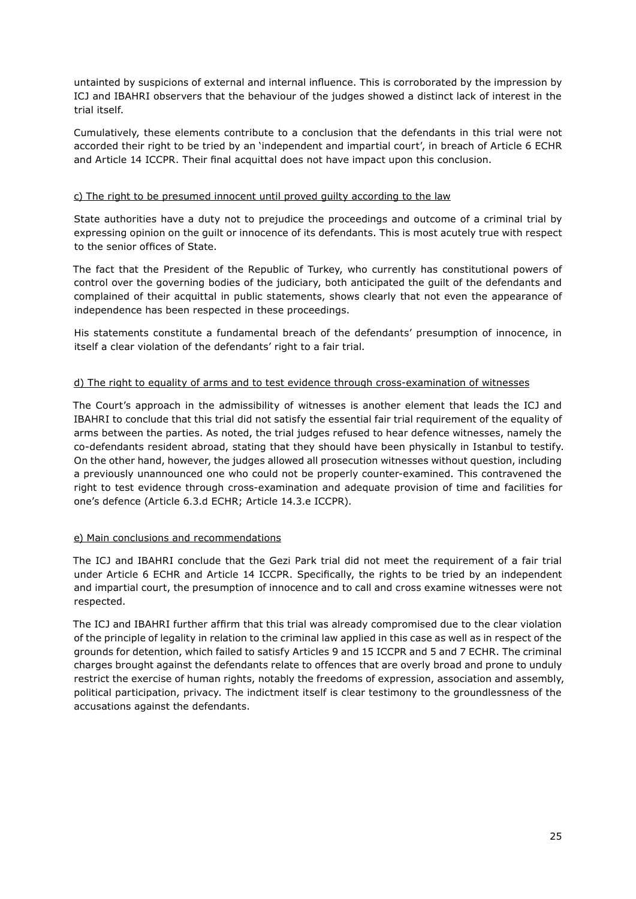untainted by suspicions of external and internal influence. This is corroborated by the impression by ICJ and IBAHRI observers that the behaviour of the judges showed a distinct lack of interest in the trial itself.

Cumulatively, these elements contribute to a conclusion that the defendants in this trial were not accorded their right to be tried by an 'independent and impartial court', in breach of Article 6 ECHR and Article 14 ICCPR. Their final acquittal does not have impact upon this conclusion.

<u>c) The right to be presumed innocent until proved guilty according to the law</u>

State authorities have a duty not to prejudice the proceedings and outcome of a criminal trial by expressing opinion on the guilt or innocence of its defendants. This is most acutely true with respect to the senior offices of State.

The fact that the President of the Republic of Turkey, who currently has constitutional powers of control over the governing bodies of the judiciary, both anticipated the guilt of the defendants and complained of their acquittal in public statements, shows clearly that not even the appearance of independence has been respected in these proceedings.

His statements constitute a fundamental breach of the defendants' presumption of innocence, in itself a clear violation of the defendants' right to a fair trial.

<u>d) The right to equality of arms and to test evidence through cross-examination of witnesses</u>

The Court's approach in the admissibility of witnesses is another element that leads the ICJ and IBAHRI to conclude that this trial did not satisfy the essential fair trial requirement of the equality of arms between the parties. As noted, the trial judges refused to hear defence witnesses, namely the co-defendants resident abroad, stating that they should have been physically in Istanbul to testify. On the other hand, however, the judges allowed all prosecution witnesses without question, including a previously unannounced one who could not be properly counter-examined. This contravened the right to test evidence through cross-examination and adequate provision of time and facilities for one's defence (Article 6.3.d ECHR; Article 14.3.e ICCPR).

<u>e) Main conclusions and recommendations</u>

The ICJ and IBAHRI conclude that the Gezi Park trial did not meet the requirement of a fair trial under Article 6 ECHR and Article 14 ICCPR. Specifically, the rights to be tried by an independent and impartial court, the presumption of innocence and to call and cross examine witnesses were not respected.

The ICJ and IBAHRI further affirm that this trial was already compromised due to the clear violation of the principle of legality in relation to the criminal law applied in this case as well as in respect of the grounds for detention, which failed to satisfy Articles 9 and 15 ICCPR and 5 and 7 ECHR. The criminal charges brought against the defendants relate to offences that are overly broad and prone to unduly restrict the exercise of human rights, notably the freedoms of expression, association and assembly, political participation, privacy. The indictment itself is clear testimony to the groundlessness of the accusations against the defendants.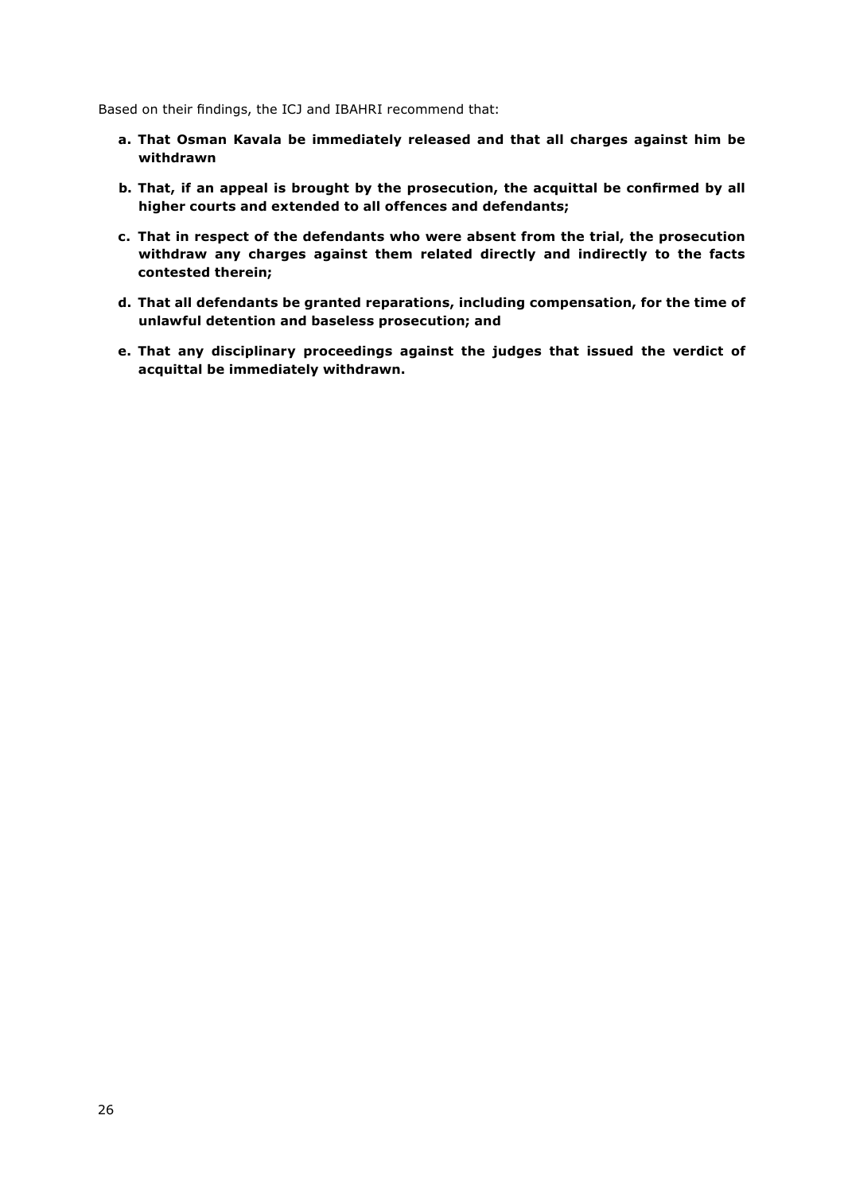Based on their findings, the ICJ and IBAHRI recommend that:

- **a. That Osman Kavala be immediately released and that all charges against him be withdrawn**
- **b. That, if an appeal is brought by the prosecution, the acquittal be confirmed by all higher courts and extended to all offences and defendants;**
- **c. That in respect of the defendants who were absent from the trial, the prosecution withdraw any charges against them related directly and indirectly to the facts contested therein;**
- **d. That all defendants be granted reparations, including compensation, for the time of unlawful detention and baseless prosecution; and**
- **e. That any disciplinary proceedings against the judges that issued the verdict of acquittal be immediately withdrawn.**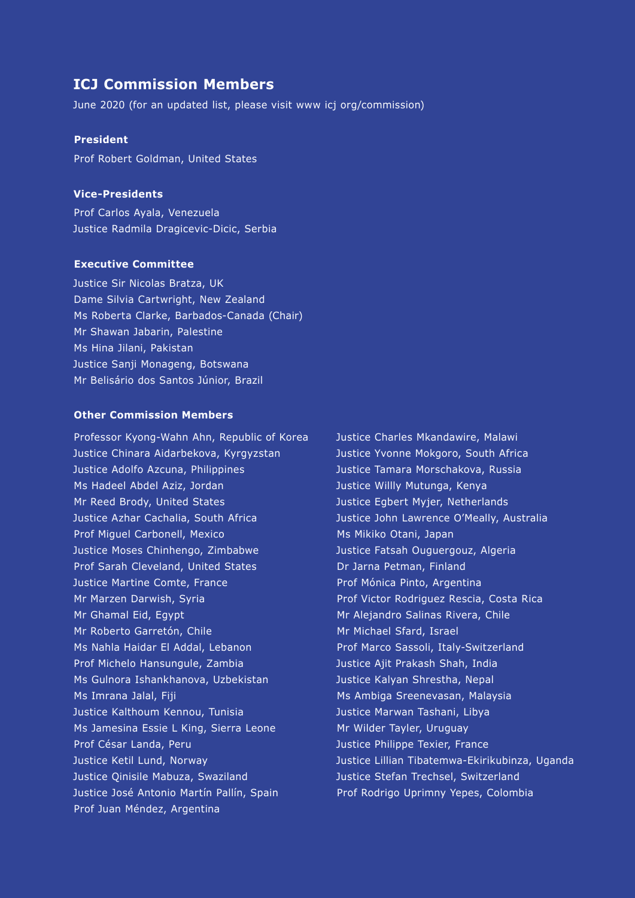# ICJ Commission Members

June 2020 (for an updated list, please visit www icj org/commission)

**President**

Prof Robert Goldman, United States

**Vice-Presidents**

Prof Carlos Ayala, Venezuela
Justice Radmila Dragicevic-Dicic, Serbia

**Executive Committee**

Justice Sir Nicolas Bratza, UK
Dame Silvia Cartwright, New Zealand
Ms Roberta Clarke, Barbados-Canada (Chair)
Mr Shawan Jabarin, Palestine
Ms Hina Jilani, Pakistan
Justice Sanji Monageng, Botswana
Mr Belisário dos Santos Júnior, Brazil

**Other Commission Members**

Professor Kyong-Wahn Ahn, Republic of Korea
Justice Chinara Aidarbekova, Kyrgyzstan
Justice Adolfo Azcuna, Philippines
Ms Hadeel Abdel Aziz, Jordan
Mr Reed Brody, United States
Justice Azhar Cachalia, South Africa
Prof Miguel Carbonell, Mexico
Justice Moses Chinhengo, Zimbabwe
Prof Sarah Cleveland, United States
Justice Martine Comte, France
Mr Marzen Darwish, Syria
Mr Ghamal Eid, Egypt
Mr Roberto Garretón, Chile
Ms Nahla Haidar El Addal, Lebanon
Prof Michelo Hansungule, Zambia
Ms Gulnora Ishankhanova, Uzbekistan
Ms Imrana Jalal, Fiji
Justice Kalthoum Kennou, Tunisia
Ms Jamesina Essie L King, Sierra Leone
Prof César Landa, Peru
Justice Ketil Lund, Norway
Justice Qinisile Mabuza, Swaziland
Justice José Antonio Martín Pallín, Spain
Prof Juan Méndez, Argentina
Justice Charles Mkandawire, Malawi
Justice Yvonne Mokgoro, South Africa
Justice Tamara Morschakova, Russia
Justice Willly Mutunga, Kenya
Justice Egbert Myjer, Netherlands
Justice John Lawrence O'Meally, Australia
Ms Mikiko Otani, Japan
Justice Fatsah Ouguergouz, Algeria
Dr Jarna Petman, Finland
Prof Mónica Pinto, Argentina
Prof Victor Rodriguez Rescia, Costa Rica
Mr Alejandro Salinas Rivera, Chile
Mr Michael Sfard, Israel
Prof Marco Sassoli, Italy-Switzerland
Justice Ajit Prakash Shah, India
Justice Kalyan Shrestha, Nepal
Ms Ambiga Sreenevasan, Malaysia
Justice Marwan Tashani, Libya
Mr Wilder Tayler, Uruguay
Justice Philippe Texier, France
Justice Lillian Tibatemwa-Ekirikubinza, Uganda
Justice Stefan Trechsel, Switzerland
Prof Rodrigo Uprimny Yepes, Colombia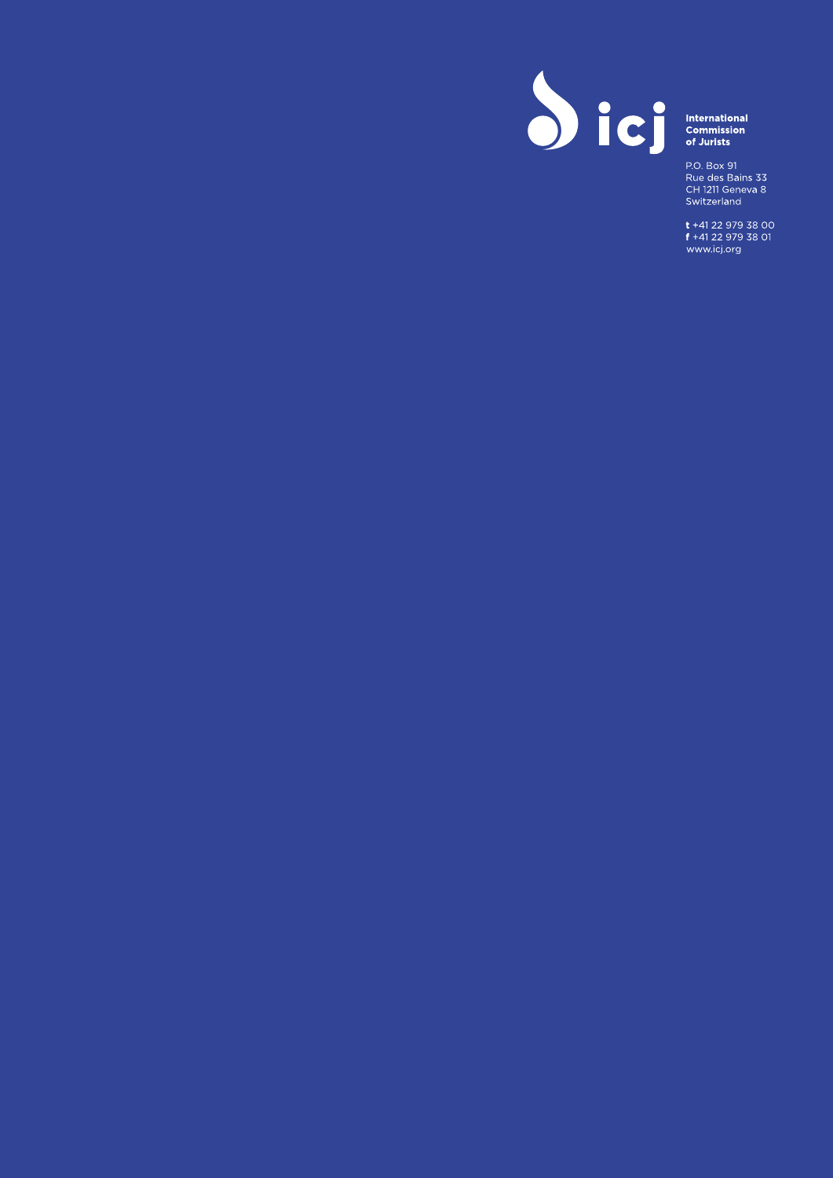icj

International Commission of Jurists

P.O. Box 91
Rue des Bains 33
CH 1211 Geneva 8
Switzerland

**t** +41 22 979 38 00
**f** +41 22 979 38 01
www.icj.org